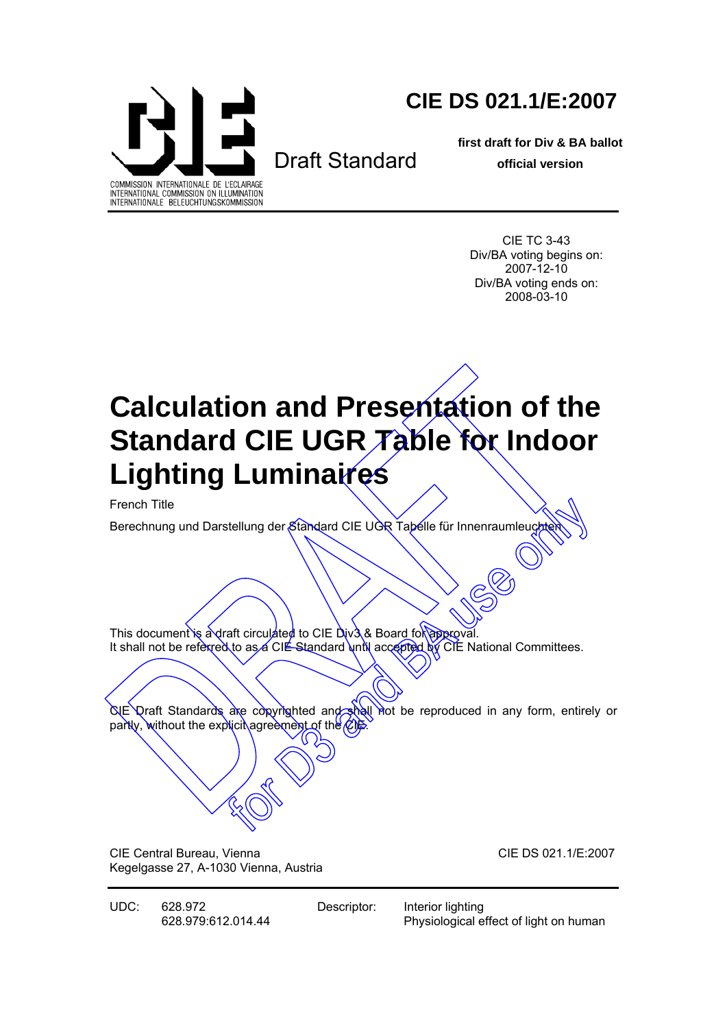CIE Draft Standard

COMMISSION INTERNATIONALE DE L'ECLAIRAGE
INTERNATIONAL COMMISSION ON ILLUMINATION
INTERNATIONALE BELEUCHTUNGSKOMMISSION

# CIE DS 021.1/E:2007

**first draft for Div & BA ballot**

**official version**

CIE TC 3-43
Div/BA voting begins on:
2007-12-10
Div/BA voting ends on:
2008-03-10

# Calculation and Presentation of the Standard CIE UGR Table for Indoor Lighting Luminaires

French Title

Berechnung und Darstellung der Standard CIE UGR Tabelle für Innenraumleuchten

This document is a draft circulated to CIE Div3 & Board for approval.
It shall not be referred to as a CIE Standard until accepted by CIE National Committees.

CIE Draft Standards are copyrighted and shall not be reproduced in any form, entirely or partly, without the explicit agreement of the CIE.

DRAFT for D3 and BA use only

CIE Central Bureau, Vienna
Kegelgasse 27, A-1030 Vienna, Austria

CIE DS 021.1/E:2007

UDC: 628.972
628.979:612.014.44

Descriptor: Interior lighting
Physiological effect of light on human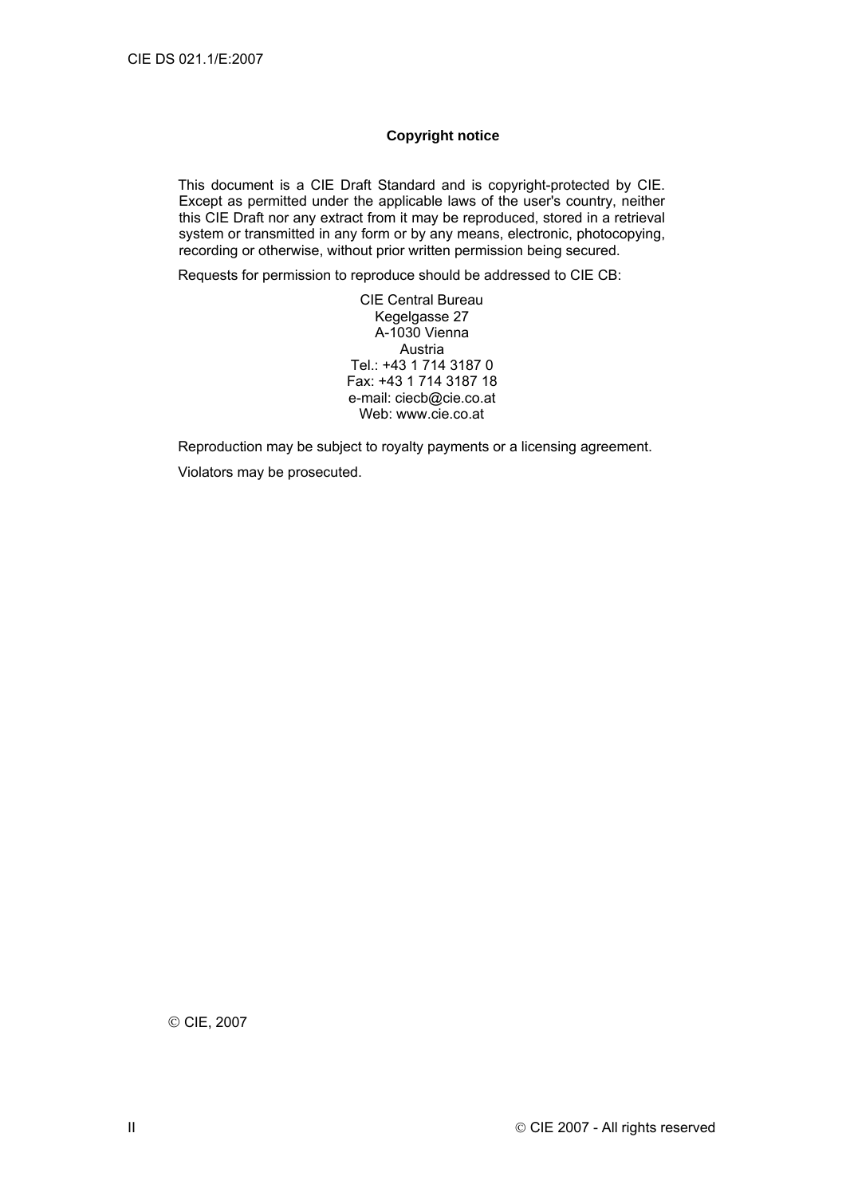**Copyright notice**

This document is a CIE Draft Standard and is copyright-protected by CIE. Except as permitted under the applicable laws of the user's country, neither this CIE Draft nor any extract from it may be reproduced, stored in a retrieval system or transmitted in any form or by any means, electronic, photocopying, recording or otherwise, without prior written permission being secured.

Requests for permission to reproduce should be addressed to CIE CB:

CIE Central Bureau
Kegelgasse 27
A-1030 Vienna
Austria
Tel.: +43 1 714 3187 0
Fax: +43 1 714 3187 18
e-mail: ciecb@cie.co.at
Web: www.cie.co.at

Reproduction may be subject to royalty payments or a licensing agreement.

Violators may be prosecuted.

© CIE, 2007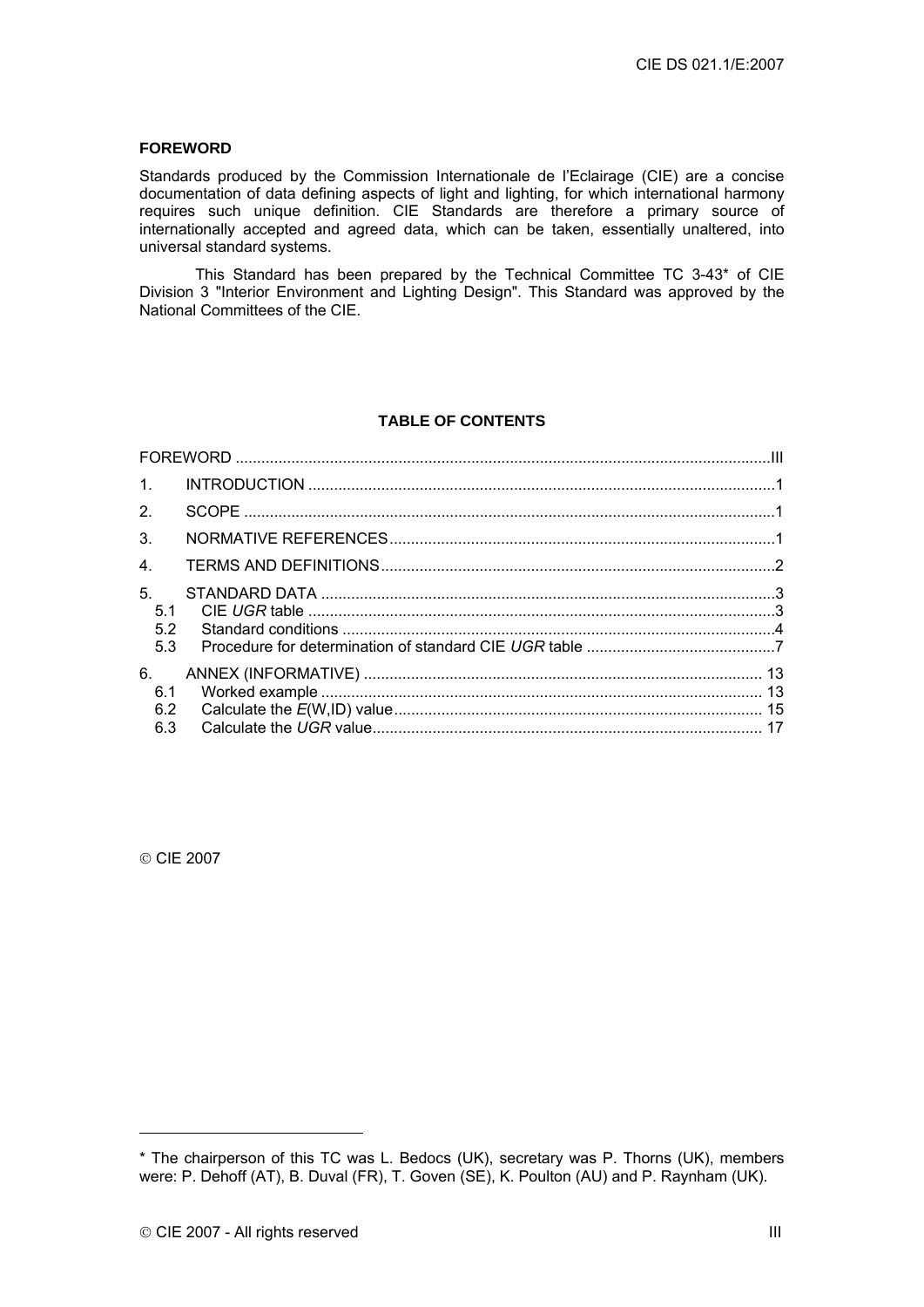## FOREWORD

Standards produced by the Commission Internationale de l'Eclairage (CIE) are a concise documentation of data defining aspects of light and lighting, for which international harmony requires such unique definition. CIE Standards are therefore a primary source of internationally accepted and agreed data, which can be taken, essentially unaltered, into universal standard systems.

This Standard has been prepared by the Technical Committee TC 3-43* of CIE Division 3 "Interior Environment and Lighting Design". This Standard was approved by the National Committees of the CIE.

## TABLE OF CONTENTS

| | | |
|---|---|---|
| FOREWORD | | III |
| 1. | INTRODUCTION | 1 |
| 2. | SCOPE | 1 |
| 3. | NORMATIVE REFERENCES | 1 |
| 4. | TERMS AND DEFINITIONS | 2 |
| 5. | STANDARD DATA | 3 |
| 5.1 | CIE *UGR* table | 3 |
| 5.2 | Standard conditions | 4 |
| 5.3 | Procedure for determination of standard CIE *UGR* table | 7 |
| 6. | ANNEX (INFORMATIVE) | 13 |
| 6.1 | Worked example | 13 |
| 6.2 | Calculate the *E*(W,ID) value | 15 |
| 6.3 | Calculate the *UGR* value | 17 |

© CIE 2007

---

* The chairperson of this TC was L. Bedocs (UK), secretary was P. Thorns (UK), members were: P. Dehoff (AT), B. Duval (FR), T. Goven (SE), K. Poulton (AU) and P. Raynham (UK).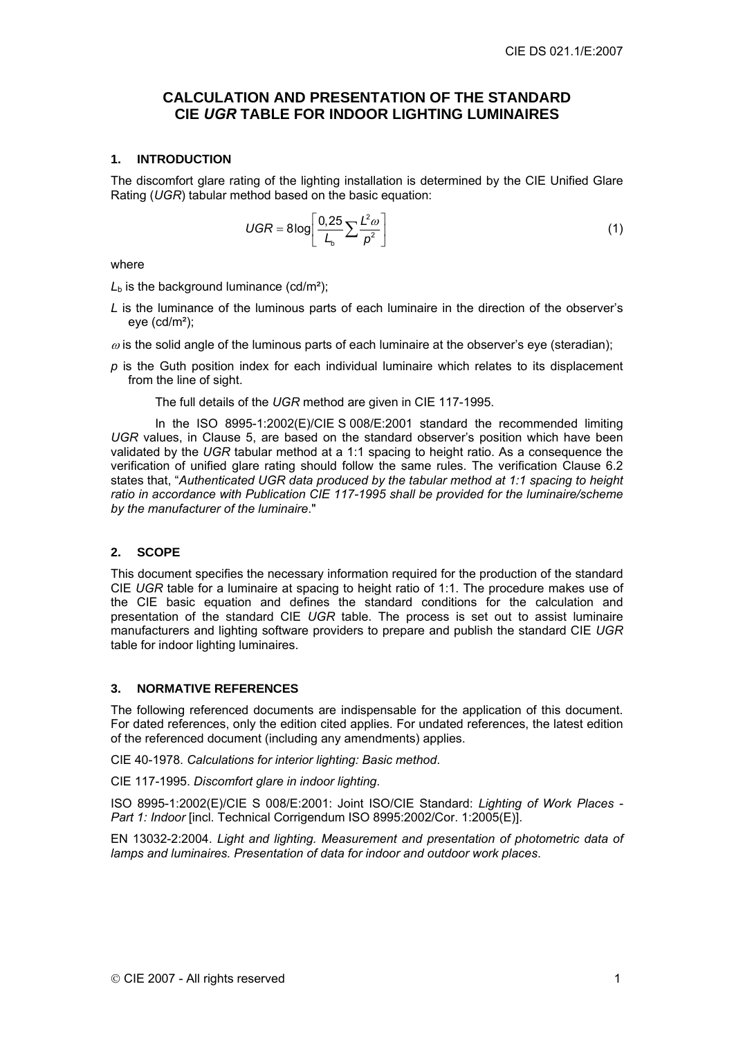# CALCULATION AND PRESENTATION OF THE STANDARD CIE *UGR* TABLE FOR INDOOR LIGHTING LUMINAIRES

## 1. INTRODUCTION

The discomfort glare rating of the lighting installation is determined by the CIE Unified Glare Rating (*UGR*) tabular method based on the basic equation:

$$UGR = 8\log\left[\frac{0,25}{L_b}\sum\frac{L^2\omega}{p^2}\right] \tag{1}$$

where

$L_b$ is the background luminance (cd/m²);

$L$ is the luminance of the luminous parts of each luminaire in the direction of the observer's eye (cd/m²);

$\omega$ is the solid angle of the luminous parts of each luminaire at the observer's eye (steradian);

$p$ is the Guth position index for each individual luminaire which relates to its displacement from the line of sight.

The full details of the *UGR* method are given in CIE 117-1995.

In the ISO 8995-1:2002(E)/CIE S 008/E:2001 standard the recommended limiting *UGR* values, in Clause 5, are based on the standard observer's position which have been validated by the *UGR* tabular method at a 1:1 spacing to height ratio. As a consequence the verification of unified glare rating should follow the same rules. The verification Clause 6.2 states that, "*Authenticated UGR data produced by the tabular method at 1:1 spacing to height ratio in accordance with Publication CIE 117-1995 shall be provided for the luminaire/scheme by the manufacturer of the luminaire*."

## 2. SCOPE

This document specifies the necessary information required for the production of the standard CIE *UGR* table for a luminaire at spacing to height ratio of 1:1. The procedure makes use of the CIE basic equation and defines the standard conditions for the calculation and presentation of the standard CIE *UGR* table. The process is set out to assist luminaire manufacturers and lighting software providers to prepare and publish the standard CIE *UGR* table for indoor lighting luminaires.

## 3. NORMATIVE REFERENCES

The following referenced documents are indispensable for the application of this document. For dated references, only the edition cited applies. For undated references, the latest edition of the referenced document (including any amendments) applies.

CIE 40-1978. *Calculations for interior lighting: Basic method*.

CIE 117-1995. *Discomfort glare in indoor lighting*.

ISO 8995-1:2002(E)/CIE S 008/E:2001: Joint ISO/CIE Standard: *Lighting of Work Places - Part 1: Indoor* [incl. Technical Corrigendum ISO 8995:2002/Cor. 1:2005(E)].

EN 13032-2:2004. *Light and lighting. Measurement and presentation of photometric data of lamps and luminaires. Presentation of data for indoor and outdoor work places*.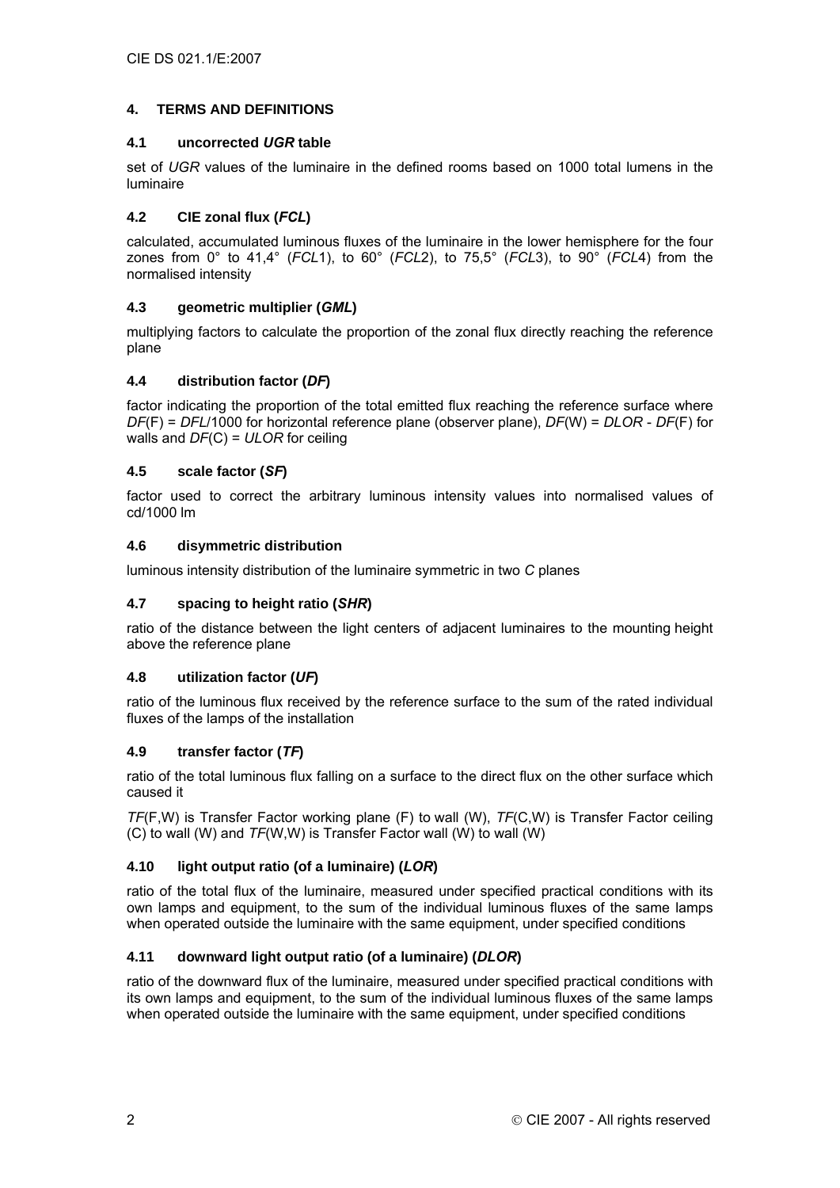## 4. TERMS AND DEFINITIONS

### 4.1 uncorrected *UGR* table

set of *UGR* values of the luminaire in the defined rooms based on 1000 total lumens in the luminaire

### 4.2 CIE zonal flux (*FCL*)

calculated, accumulated luminous fluxes of the luminaire in the lower hemisphere for the four zones from 0° to 41,4° (*FCL*1), to 60° (*FCL*2), to 75,5° (*FCL*3), to 90° (*FCL*4) from the normalised intensity

### 4.3 geometric multiplier (*GML*)

multiplying factors to calculate the proportion of the zonal flux directly reaching the reference plane

### 4.4 distribution factor (*DF*)

factor indicating the proportion of the total emitted flux reaching the reference surface where *DF*(F) = *DFL*/1000 for horizontal reference plane (observer plane), *DF*(W) = *DLOR* - *DF*(F) for walls and *DF*(C) = *ULOR* for ceiling

### 4.5 scale factor (*SF*)

factor used to correct the arbitrary luminous intensity values into normalised values of cd/1000 lm

### 4.6 disymmetric distribution

luminous intensity distribution of the luminaire symmetric in two *C* planes

### 4.7 spacing to height ratio (*SHR*)

ratio of the distance between the light centers of adjacent luminaires to the mounting height above the reference plane

### 4.8 utilization factor (*UF*)

ratio of the luminous flux received by the reference surface to the sum of the rated individual fluxes of the lamps of the installation

### 4.9 transfer factor (*TF*)

ratio of the total luminous flux falling on a surface to the direct flux on the other surface which caused it

*TF*(F,W) is Transfer Factor working plane (F) to wall (W), *TF*(C,W) is Transfer Factor ceiling (C) to wall (W) and *TF*(W,W) is Transfer Factor wall (W) to wall (W)

### 4.10 light output ratio (of a luminaire) (*LOR*)

ratio of the total flux of the luminaire, measured under specified practical conditions with its own lamps and equipment, to the sum of the individual luminous fluxes of the same lamps when operated outside the luminaire with the same equipment, under specified conditions

### 4.11 downward light output ratio (of a luminaire) (*DLOR*)

ratio of the downward flux of the luminaire, measured under specified practical conditions with its own lamps and equipment, to the sum of the individual luminous fluxes of the same lamps when operated outside the luminaire with the same equipment, under specified conditions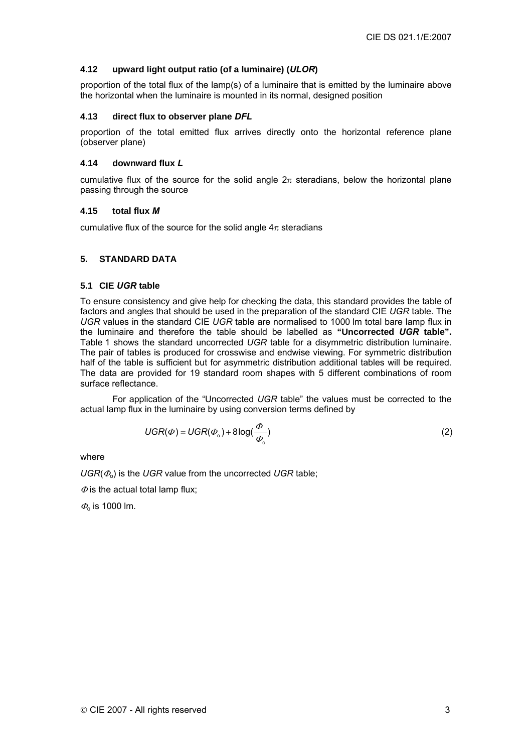### 4.12 upward light output ratio (of a luminaire) (*ULOR*)

proportion of the total flux of the lamp(s) of a luminaire that is emitted by the luminaire above the horizontal when the luminaire is mounted in its normal, designed position

### 4.13 direct flux to observer plane *DFL*

proportion of the total emitted flux arrives directly onto the horizontal reference plane (observer plane)

### 4.14 downward flux *L*

cumulative flux of the source for the solid angle $2\pi$ steradians, below the horizontal plane passing through the source

### 4.15 total flux *M*

cumulative flux of the source for the solid angle $4\pi$ steradians

## 5. STANDARD DATA

### 5.1 CIE *UGR* table

To ensure consistency and give help for checking the data, this standard provides the table of factors and angles that should be used in the preparation of the standard CIE *UGR* table. The *UGR* values in the standard CIE *UGR* table are normalised to 1000 lm total bare lamp flux in the luminaire and therefore the table should be labelled as **"Uncorrected *UGR* table".** Table 1 shows the standard uncorrected *UGR* table for a disymmetric distribution luminaire. The pair of tables is produced for crosswise and endwise viewing. For symmetric distribution half of the table is sufficient but for asymmetric distribution additional tables will be required. The data are provided for 19 standard room shapes with 5 different combinations of room surface reflectance.

For application of the "Uncorrected *UGR* table" the values must be corrected to the actual lamp flux in the luminaire by using conversion terms defined by

$$UGR(\Phi) = UGR(\Phi_o) + 8\log(\frac{\Phi}{\Phi_o}) \tag{2}$$

where

$UGR(\Phi_o)$ is the *UGR* value from the uncorrected *UGR* table;

$\Phi$ is the actual total lamp flux;

$\Phi_o$ is 1000 lm.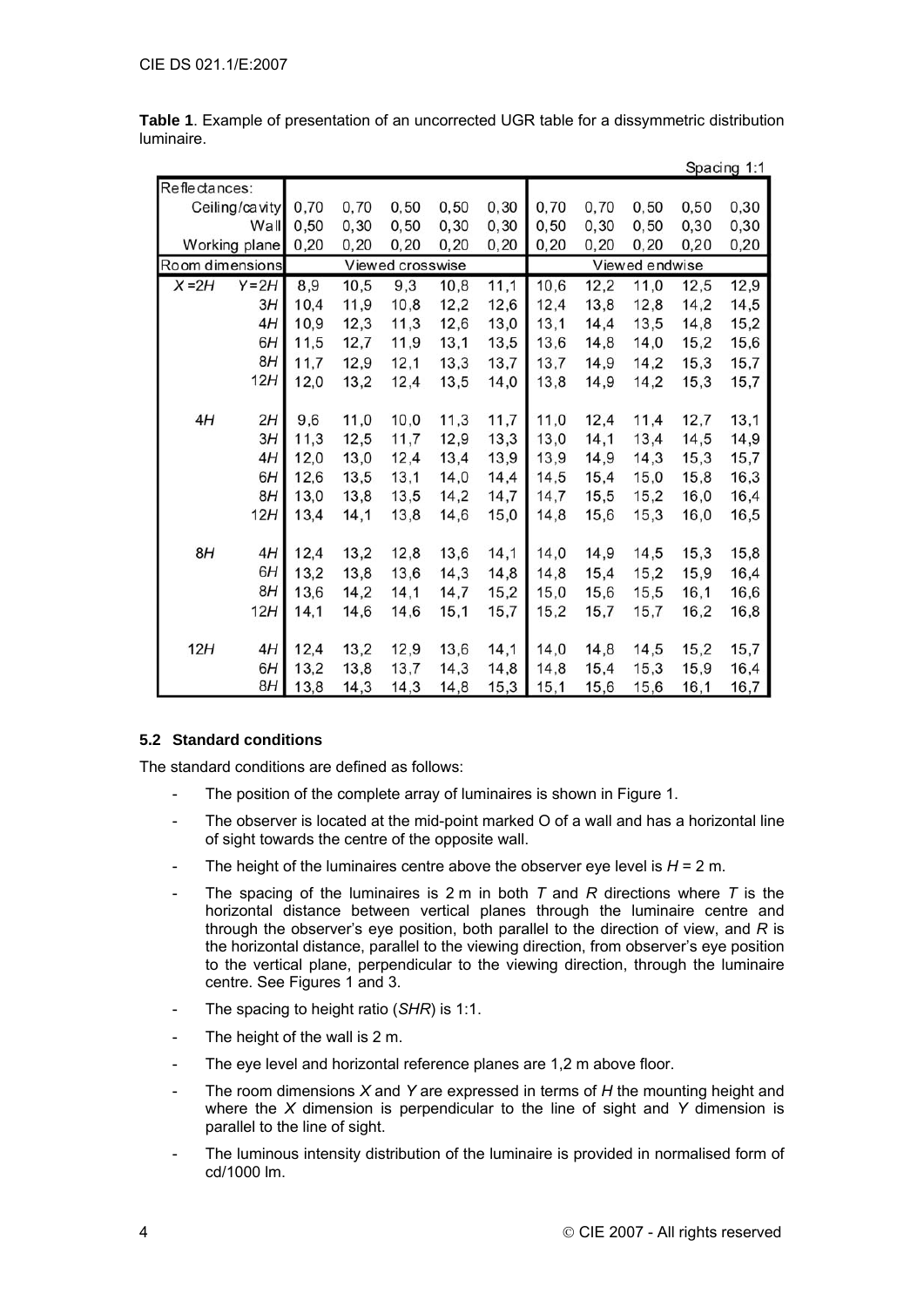**Table 1**. Example of presentation of an uncorrected UGR table for a dissymmetric distribution luminaire.

Spacing 1:1

| Reflectances: | | | | | | | | | | | |
|---|---|---|---|---|---|---|---|---|---|---|---|
| Ceiling/cavity | | 0,70 | 0,70 | 0,50 | 0,50 | 0,30 | 0,70 | 0,70 | 0,50 | 0,50 | 0,30 |
| Wall | | 0,50 | 0,30 | 0,50 | 0,30 | 0,30 | 0,50 | 0,30 | 0,50 | 0,30 | 0,30 |
| Working plane | | 0,20 | 0,20 | 0,20 | 0,20 | 0,20 | 0,20 | 0,20 | 0,20 | 0,20 | 0,20 |
| Room dimensions | | Viewed crosswise | | | | | Viewed endwise | | | | |
| $X=2H$ | $Y=2H$ | 8,9 | 10,5 | 9,3 | 10,8 | 11,1 | 10,6 | 12,2 | 11,0 | 12,5 | 12,9 |
| | $3H$ | 10,4 | 11,9 | 10,8 | 12,2 | 12,6 | 12,4 | 13,8 | 12,8 | 14,2 | 14,5 |
| | $4H$ | 10,9 | 12,3 | 11,3 | 12,6 | 13,0 | 13,1 | 14,4 | 13,5 | 14,8 | 15,2 |
| | $6H$ | 11,5 | 12,7 | 11,9 | 13,1 | 13,5 | 13,6 | 14,8 | 14,0 | 15,2 | 15,6 |
| | $8H$ | 11,7 | 12,9 | 12,1 | 13,3 | 13,7 | 13,7 | 14,9 | 14,2 | 15,3 | 15,7 |
| | $12H$ | 12,0 | 13,2 | 12,4 | 13,5 | 14,0 | 13,8 | 14,9 | 14,2 | 15,3 | 15,7 |
| $4H$ | $2H$ | 9,6 | 11,0 | 10,0 | 11,3 | 11,7 | 11,0 | 12,4 | 11,4 | 12,7 | 13,1 |
| | $3H$ | 11,3 | 12,5 | 11,7 | 12,9 | 13,3 | 13,0 | 14,1 | 13,4 | 14,5 | 14,9 |
| | $4H$ | 12,0 | 13,0 | 12,4 | 13,4 | 13,9 | 13,9 | 14,9 | 14,3 | 15,3 | 15,7 |
| | $6H$ | 12,6 | 13,5 | 13,1 | 14,0 | 14,4 | 14,5 | 15,4 | 15,0 | 15,8 | 16,3 |
| | $8H$ | 13,0 | 13,8 | 13,5 | 14,2 | 14,7 | 14,7 | 15,5 | 15,2 | 16,0 | 16,4 |
| | $12H$ | 13,4 | 14,1 | 13,8 | 14,6 | 15,0 | 14,8 | 15,6 | 15,3 | 16,0 | 16,5 |
| $8H$ | $4H$ | 12,4 | 13,2 | 12,8 | 13,6 | 14,1 | 14,0 | 14,9 | 14,5 | 15,3 | 15,8 |
| | $6H$ | 13,2 | 13,8 | 13,6 | 14,3 | 14,8 | 14,8 | 15,4 | 15,2 | 15,9 | 16,4 |
| | $8H$ | 13,6 | 14,2 | 14,1 | 14,7 | 15,2 | 15,0 | 15,6 | 15,5 | 16,1 | 16,6 |
| | $12H$ | 14,1 | 14,6 | 14,6 | 15,1 | 15,7 | 15,2 | 15,7 | 15,7 | 16,2 | 16,8 |
| $12H$ | $4H$ | 12,4 | 13,2 | 12,9 | 13,6 | 14,1 | 14,0 | 14,8 | 14,5 | 15,2 | 15,7 |
| | $6H$ | 13,2 | 13,8 | 13,7 | 14,3 | 14,8 | 14,8 | 15,4 | 15,3 | 15,9 | 16,4 |
| | $8H$ | 13,8 | 14,3 | 14,3 | 14,8 | 15,3 | 15,1 | 15,6 | 15,6 | 16,1 | 16,7 |

### 5.2 Standard conditions

The standard conditions are defined as follows:

- The position of the complete array of luminaires is shown in Figure 1.
- The observer is located at the mid-point marked O of a wall and has a horizontal line of sight towards the centre of the opposite wall.
- The height of the luminaires centre above the observer eye level is $H$ = 2 m.
- The spacing of the luminaires is 2 m in both $T$ and $R$ directions where $T$ is the horizontal distance between vertical planes through the luminaire centre and through the observer's eye position, both parallel to the direction of view, and $R$ is the horizontal distance, parallel to the viewing direction, from observer's eye position to the vertical plane, perpendicular to the viewing direction, through the luminaire centre. See Figures 1 and 3.
- The spacing to height ratio (*SHR*) is 1:1.
- The height of the wall is 2 m.
- The eye level and horizontal reference planes are 1,2 m above floor.
- The room dimensions $X$ and $Y$ are expressed in terms of $H$ the mounting height and where the $X$ dimension is perpendicular to the line of sight and $Y$ dimension is parallel to the line of sight.
- The luminous intensity distribution of the luminaire is provided in normalised form of cd/1000 lm.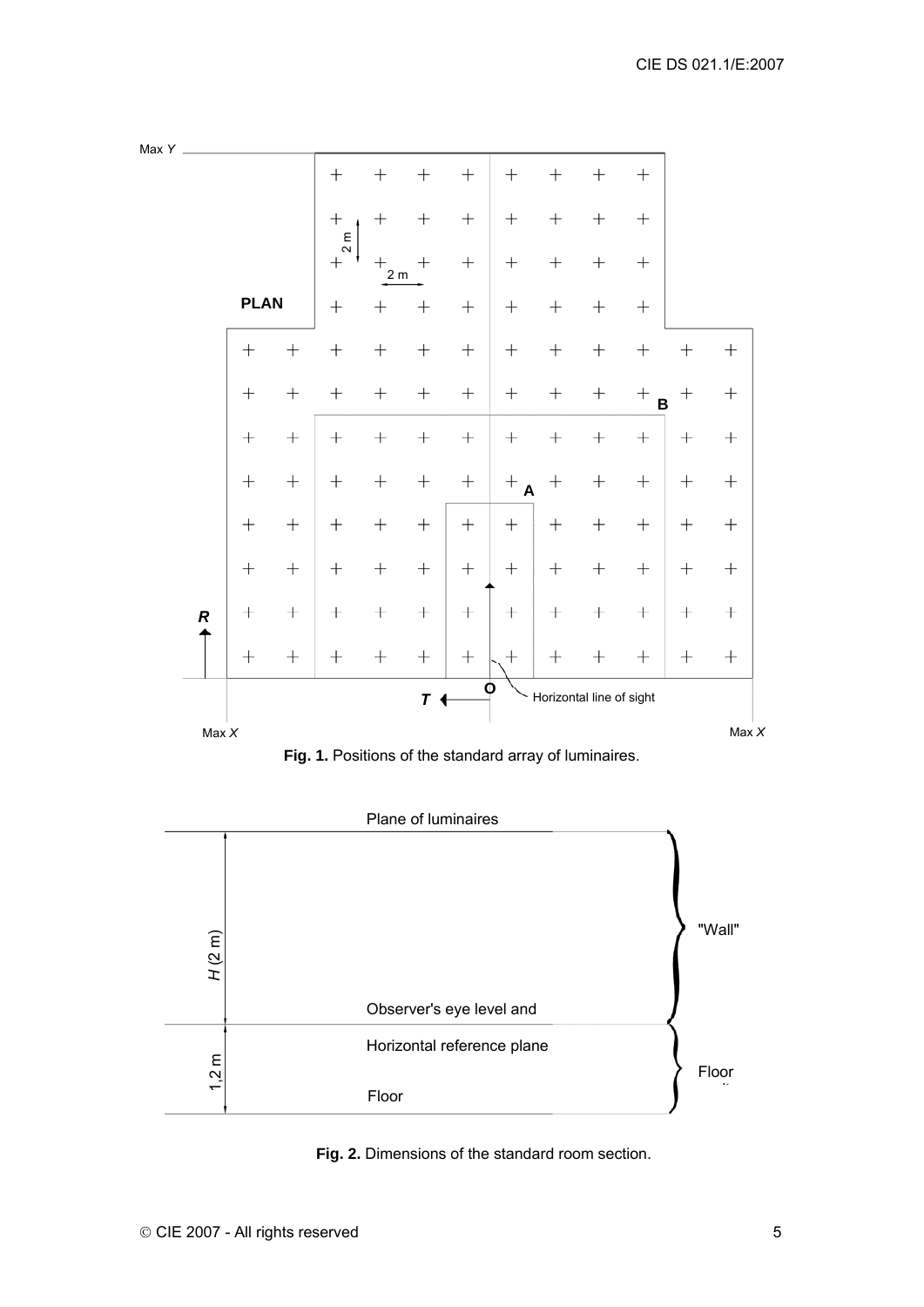Fig. 1. Positions of the standard array of luminaires.

Fig. 2. Dimensions of the standard room section.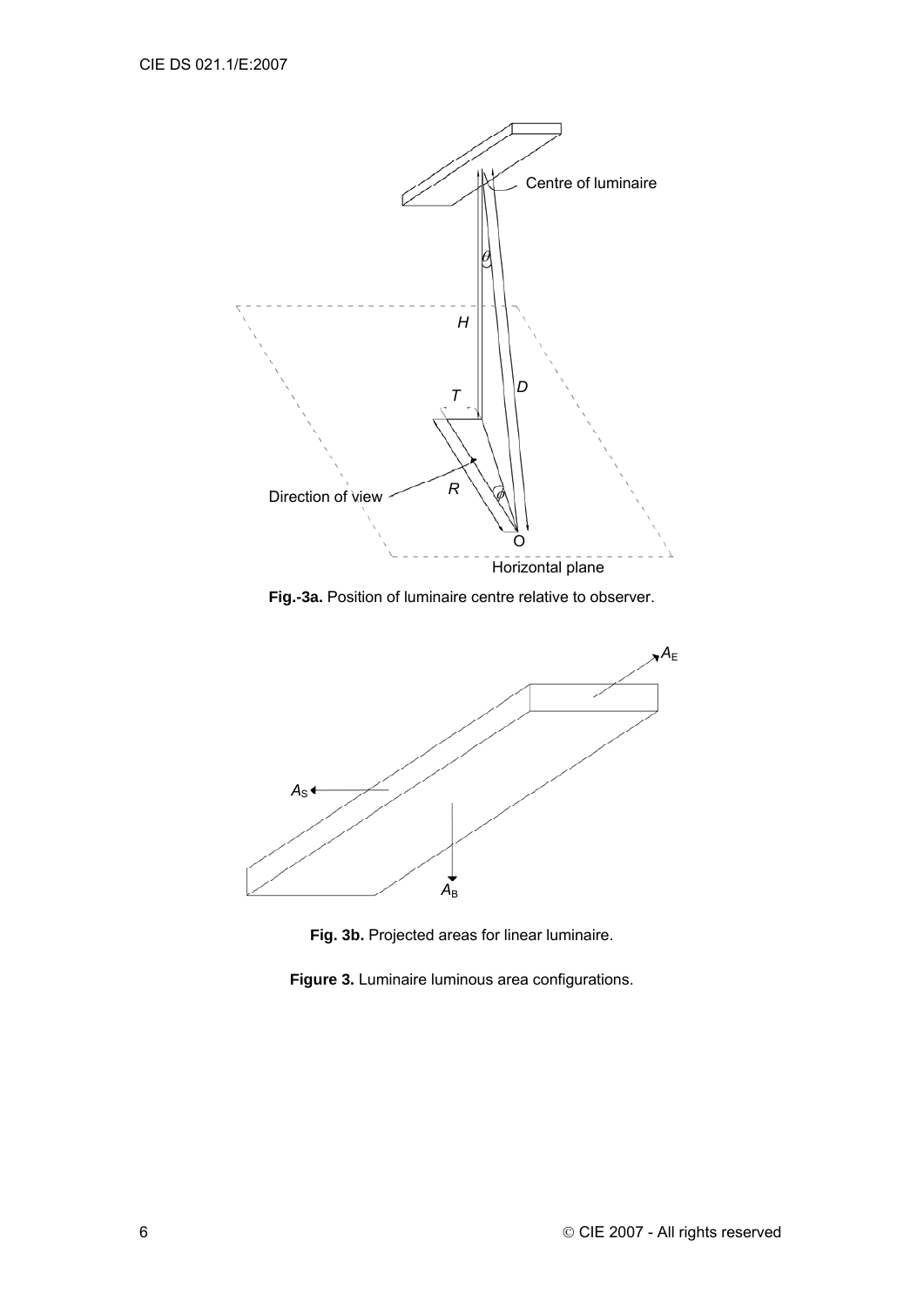**Fig.-3a.** Position of luminaire centre relative to observer.

**Fig. 3b.** Projected areas for linear luminaire.

**Figure 3.** Luminaire luminous area configurations.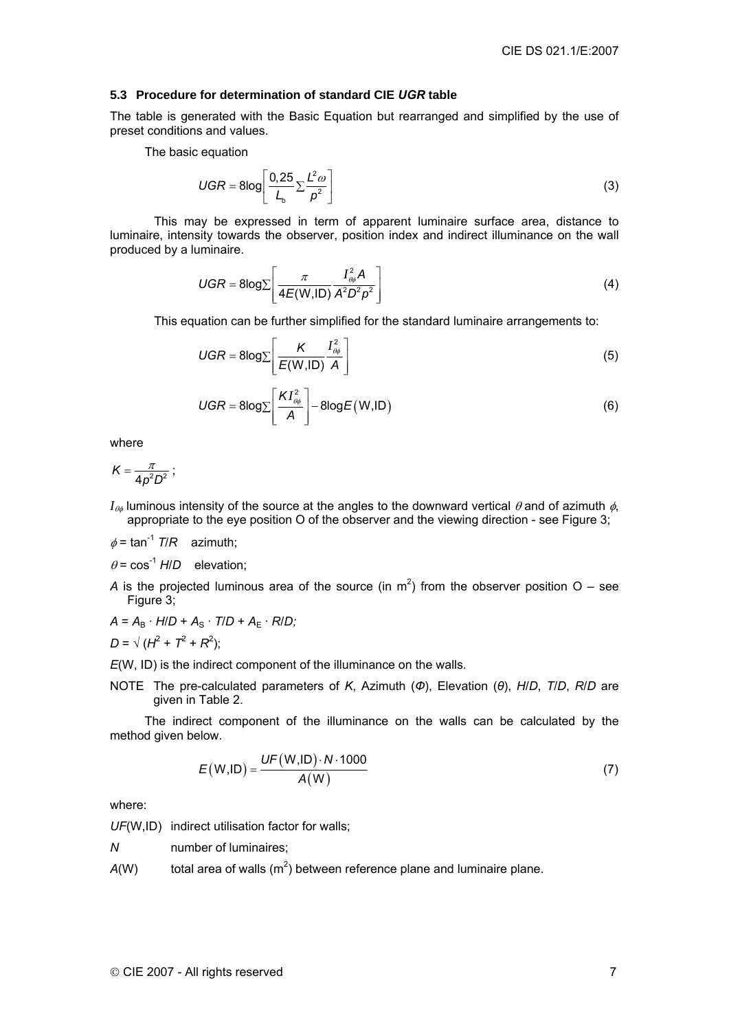### 5.3 Procedure for determination of standard CIE *UGR* table

The table is generated with the Basic Equation but rearranged and simplified by the use of preset conditions and values.

The basic equation

$$UGR = 8\log\left[\frac{0{,}25}{L_b}\sum\frac{L^2\omega}{p^2}\right] \tag{3}$$

This may be expressed in term of apparent luminaire surface area, distance to luminaire, intensity towards the observer, position index and indirect illuminance on the wall produced by a luminaire.

$$UGR = 8\log\sum\left[\frac{\pi}{4E(\mathrm{W,ID})}\frac{I_{\theta\phi}^2 A}{A^2 D^2 p^2}\right] \tag{4}$$

This equation can be further simplified for the standard luminaire arrangements to:

$$UGR = 8\log\sum\left[\frac{K}{E(\mathrm{W,ID})}\frac{I_{\theta\phi}^2}{A}\right] \tag{5}$$

$$UGR = 8\log\sum\left[\frac{K I_{\theta\phi}^2}{A}\right] - 8\log E(\mathrm{W,ID}) \tag{6}$$

where

$K = \dfrac{\pi}{4p^2D^2}$ ;

$I_{\theta\phi}$ luminous intensity of the source at the angles to the downward vertical $\theta$ and of azimuth $\phi$, appropriate to the eye position O of the observer and the viewing direction - see Figure 3;

$\phi = \tan^{-1} T/R$ azimuth;

$\theta = \cos^{-1} H/D$ elevation;

$A$ is the projected luminous area of the source (in $m^2$) from the observer position O – see Figure 3;

$A = A_B \cdot H/D + A_S \cdot T/D + A_E \cdot R/D$;

$D = \sqrt{(H^2 + T^2 + R^2)}$;

$E$(W, ID) is the indirect component of the illuminance on the walls.

NOTE The pre-calculated parameters of $K$, Azimuth ($\Phi$), Elevation ($\theta$), $H/D$, $T/D$, $R/D$ are given in Table 2.

The indirect component of the illuminance on the walls can be calculated by the method given below.

$$E(\mathrm{W,ID}) = \frac{UF(\mathrm{W,ID}) \cdot N \cdot 1000}{A(\mathrm{W})} \tag{7}$$

where:

*UF*(W,ID) indirect utilisation factor for walls;

*N* number of luminaires;

*A*(W) total area of walls ($m^2$) between reference plane and luminaire plane.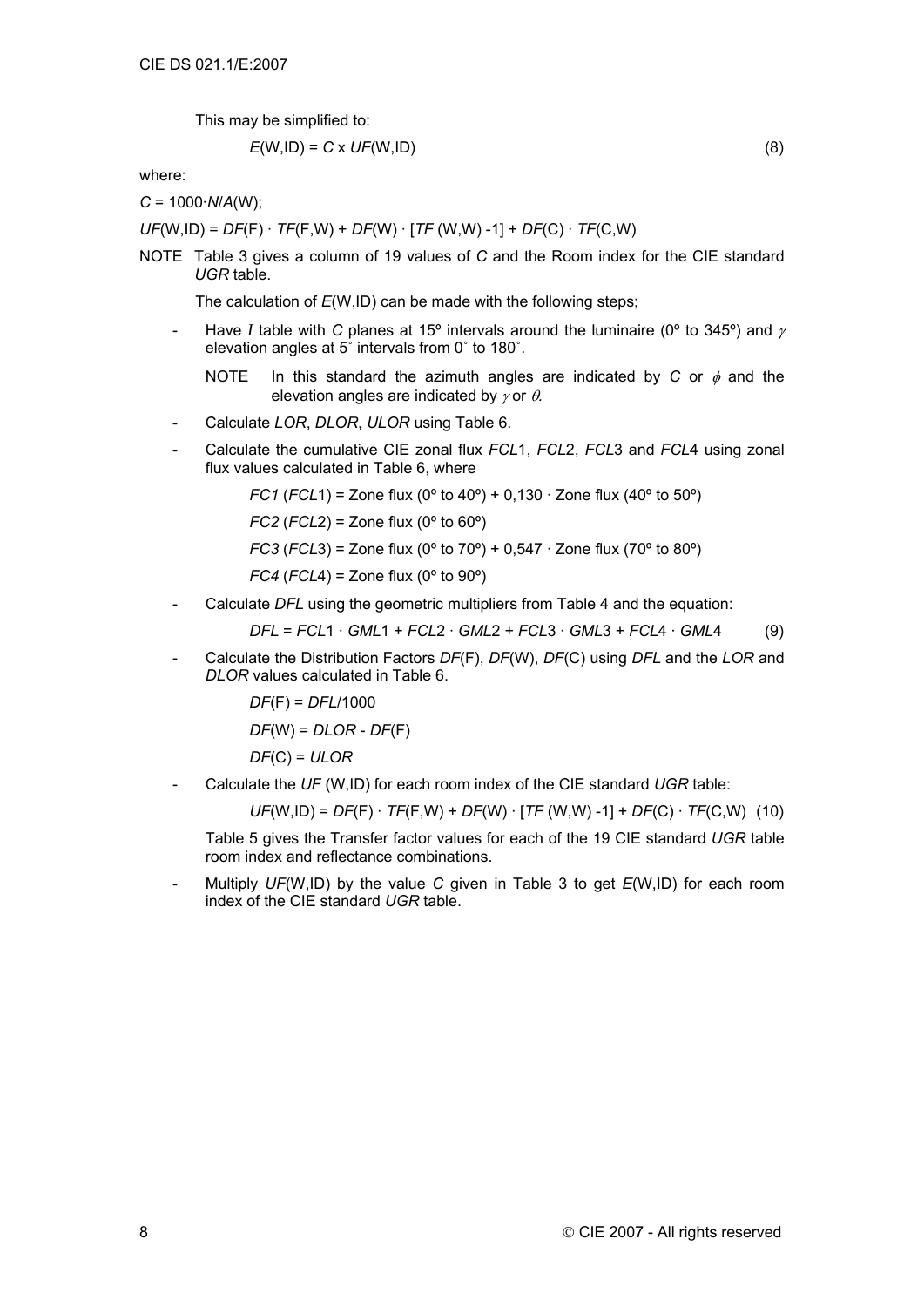This may be simplified to:

$$E(\mathrm{W,ID}) = C \times UF(\mathrm{W,ID}) \tag{8}$$

where:

$C = 1000 \cdot N/A(\mathrm{W})$;

$UF(\mathrm{W,ID}) = DF(\mathrm{F}) \cdot TF(\mathrm{F,W}) + DF(\mathrm{W}) \cdot [TF(\mathrm{W,W}) - 1] + DF(\mathrm{C}) \cdot TF(\mathrm{C,W})$

NOTE Table 3 gives a column of 19 values of *C* and the Room index for the CIE standard *UGR* table.

The calculation of $E(\mathrm{W,ID})$ can be made with the following steps;

- Have $I$ table with *C* planes at 15º intervals around the luminaire (0º to 345º) and $\gamma$ elevation angles at 5˚ intervals from 0˚ to 180˚.

  NOTE In this standard the azimuth angles are indicated by *C* or $\phi$ and the elevation angles are indicated by $\gamma$ or $\theta$.

- Calculate *LOR*, *DLOR*, *ULOR* using Table 6.

- Calculate the cumulative CIE zonal flux *FCL*1, *FCL*2, *FCL*3 and *FCL*4 using zonal flux values calculated in Table 6, where

  *FC1* (*FCL*1) = Zone flux (0º to 40º) + 0,130 · Zone flux (40º to 50º)

  *FC2* (*FCL*2) = Zone flux (0º to 60º)

  *FC3* (*FCL*3) = Zone flux (0º to 70º) + 0,547 · Zone flux (70º to 80º)

  *FC4* (*FCL*4) = Zone flux (0º to 90º)

- Calculate *DFL* using the geometric multipliers from Table 4 and the equation:

  $$DFL = FCL1 \cdot GML1 + FCL2 \cdot GML2 + FCL3 \cdot GML3 + FCL4 \cdot GML4 \tag{9}$$

- Calculate the Distribution Factors *DF*(F), *DF*(W), *DF*(C) using *DFL* and the *LOR* and *DLOR* values calculated in Table 6.

  $DF(\mathrm{F}) = DFL/1000$

  $DF(\mathrm{W}) = DLOR - DF(\mathrm{F})$

  $DF(\mathrm{C}) = ULOR$

- Calculate the *UF* (W,ID) for each room index of the CIE standard *UGR* table:

  $$UF(\mathrm{W,ID}) = DF(\mathrm{F}) \cdot TF(\mathrm{F,W}) + DF(\mathrm{W}) \cdot [TF(\mathrm{W,W}) - 1] + DF(\mathrm{C}) \cdot TF(\mathrm{C,W}) \tag{10}$$

  Table 5 gives the Transfer factor values for each of the 19 CIE standard *UGR* table room index and reflectance combinations.

- Multiply *UF*(W,ID) by the value *C* given in Table 3 to get *E*(W,ID) for each room index of the CIE standard *UGR* table.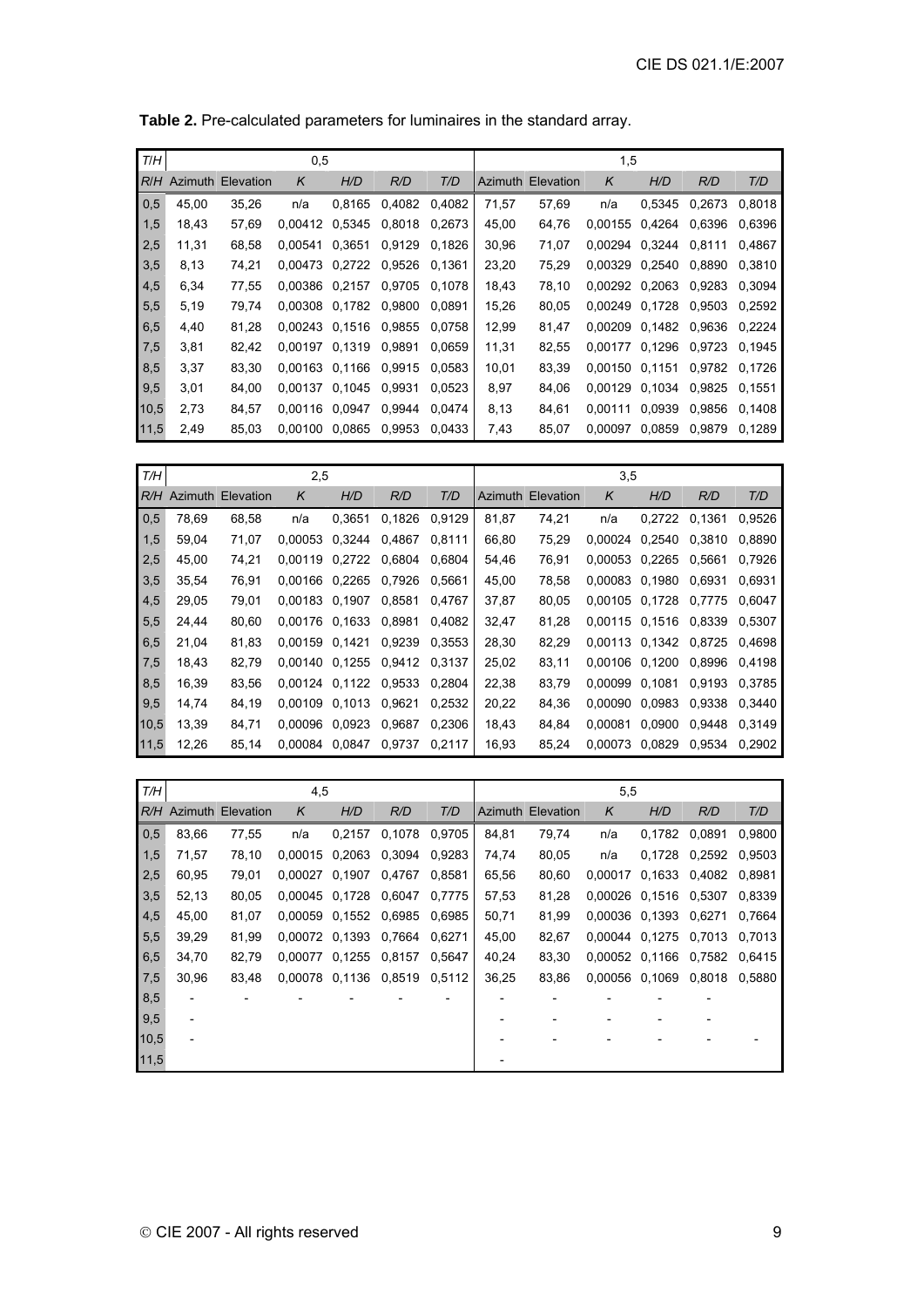**Table 2.** Pre-calculated parameters for luminaires in the standard array.

| *T/H* | 0,5 | | | | | | 1,5 | | | | | |
|---|---|---|---|---|---|---|---|---|---|---|---|---|
| *R/H* | Azimuth | Elevation | *K* | *H/D* | *R/D* | *T/D* | Azimuth | Elevation | *K* | *H/D* | *R/D* | *T/D* |
| 0,5 | 45,00 | 35,26 | n/a | 0,8165 | 0,4082 | 0,4082 | 71,57 | 57,69 | n/a | 0,5345 | 0,2673 | 0,8018 |
| 1,5 | 18,43 | 57,69 | 0,00412 | 0,5345 | 0,8018 | 0,2673 | 45,00 | 64,76 | 0,00155 | 0,4264 | 0,6396 | 0,6396 |
| 2,5 | 11,31 | 68,58 | 0,00541 | 0,3651 | 0,9129 | 0,1826 | 30,96 | 71,07 | 0,00294 | 0,3244 | 0,8111 | 0,4867 |
| 3,5 | 8,13 | 74,21 | 0,00473 | 0,2722 | 0,9526 | 0,1361 | 23,20 | 75,29 | 0,00329 | 0,2540 | 0,8890 | 0,3810 |
| 4,5 | 6,34 | 77,55 | 0,00386 | 0,2157 | 0,9705 | 0,1078 | 18,43 | 78,10 | 0,00292 | 0,2063 | 0,9283 | 0,3094 |
| 5,5 | 5,19 | 79,74 | 0,00308 | 0,1782 | 0,9800 | 0,0891 | 15,26 | 80,05 | 0,00249 | 0,1728 | 0,9503 | 0,2592 |
| 6,5 | 4,40 | 81,28 | 0,00243 | 0,1516 | 0,9855 | 0,0758 | 12,99 | 81,47 | 0,00209 | 0,1482 | 0,9636 | 0,2224 |
| 7,5 | 3,81 | 82,42 | 0,00197 | 0,1319 | 0,9891 | 0,0659 | 11,31 | 82,55 | 0,00177 | 0,1296 | 0,9723 | 0,1945 |
| 8,5 | 3,37 | 83,30 | 0,00163 | 0,1166 | 0,9915 | 0,0583 | 10,01 | 83,39 | 0,00150 | 0,1151 | 0,9782 | 0,1726 |
| 9,5 | 3,01 | 84,00 | 0,00137 | 0,1045 | 0,9931 | 0,0523 | 8,97 | 84,06 | 0,00129 | 0,1034 | 0,9825 | 0,1551 |
| 10,5 | 2,73 | 84,57 | 0,00116 | 0,0947 | 0,9944 | 0,0474 | 8,13 | 84,61 | 0,00111 | 0,0939 | 0,9856 | 0,1408 |
| 11,5 | 2,49 | 85,03 | 0,00100 | 0,0865 | 0,9953 | 0,0433 | 7,43 | 85,07 | 0,00097 | 0,0859 | 0,9879 | 0,1289 |

| *T/H* | 2,5 | | | | | | 3,5 | | | | | |
|---|---|---|---|---|---|---|---|---|---|---|---|---|
| *R/H* | Azimuth | Elevation | *K* | *H/D* | *R/D* | *T/D* | Azimuth | Elevation | *K* | *H/D* | *R/D* | *T/D* |
| 0,5 | 78,69 | 68,58 | n/a | 0,3651 | 0,1826 | 0,9129 | 81,87 | 74,21 | n/a | 0,2722 | 0,1361 | 0,9526 |
| 1,5 | 59,04 | 71,07 | 0,00053 | 0,3244 | 0,4867 | 0,8111 | 66,80 | 75,29 | 0,00024 | 0,2540 | 0,3810 | 0,8890 |
| 2,5 | 45,00 | 74,21 | 0,00119 | 0,2722 | 0,6804 | 0,6804 | 54,46 | 76,91 | 0,00053 | 0,2265 | 0,5661 | 0,7926 |
| 3,5 | 35,54 | 76,91 | 0,00166 | 0,2265 | 0,7926 | 0,5661 | 45,00 | 78,58 | 0,00083 | 0,1980 | 0,6931 | 0,6931 |
| 4,5 | 29,05 | 79,01 | 0,00183 | 0,1907 | 0,8581 | 0,4767 | 37,87 | 80,05 | 0,00105 | 0,1728 | 0,7775 | 0,6047 |
| 5,5 | 24,44 | 80,60 | 0,00176 | 0,1633 | 0,8981 | 0,4082 | 32,47 | 81,28 | 0,00115 | 0,1516 | 0,8339 | 0,5307 |
| 6,5 | 21,04 | 81,83 | 0,00159 | 0,1421 | 0,9239 | 0,3553 | 28,30 | 82,29 | 0,00113 | 0,1342 | 0,8725 | 0,4698 |
| 7,5 | 18,43 | 82,79 | 0,00140 | 0,1255 | 0,9412 | 0,3137 | 25,02 | 83,11 | 0,00106 | 0,1200 | 0,8996 | 0,4198 |
| 8,5 | 16,39 | 83,56 | 0,00124 | 0,1122 | 0,9533 | 0,2804 | 22,38 | 83,79 | 0,00099 | 0,1081 | 0,9193 | 0,3785 |
| 9,5 | 14,74 | 84,19 | 0,00109 | 0,1013 | 0,9621 | 0,2532 | 20,22 | 84,36 | 0,00090 | 0,0983 | 0,9338 | 0,3440 |
| 10,5 | 13,39 | 84,71 | 0,00096 | 0,0923 | 0,9687 | 0,2306 | 18,43 | 84,84 | 0,00081 | 0,0900 | 0,9448 | 0,3149 |
| 11,5 | 12,26 | 85,14 | 0,00084 | 0,0847 | 0,9737 | 0,2117 | 16,93 | 85,24 | 0,00073 | 0,0829 | 0,9534 | 0,2902 |

| *T/H* | 4,5 | | | | | | 5,5 | | | | | |
|---|---|---|---|---|---|---|---|---|---|---|---|---|
| *R/H* | Azimuth | Elevation | *K* | *H/D* | *R/D* | *T/D* | Azimuth | Elevation | *K* | *H/D* | *R/D* | *T/D* |
| 0,5 | 83,66 | 77,55 | n/a | 0,2157 | 0,1078 | 0,9705 | 84,81 | 79,74 | n/a | 0,1782 | 0,0891 | 0,9800 |
| 1,5 | 71,57 | 78,10 | 0,00015 | 0,2063 | 0,3094 | 0,9283 | 74,74 | 80,05 | n/a | 0,1728 | 0,2592 | 0,9503 |
| 2,5 | 60,95 | 79,01 | 0,00027 | 0,1907 | 0,4767 | 0,8581 | 65,56 | 80,60 | 0,00017 | 0,1633 | 0,4082 | 0,8981 |
| 3,5 | 52,13 | 80,05 | 0,00045 | 0,1728 | 0,6047 | 0,7775 | 57,53 | 81,28 | 0,00026 | 0,1516 | 0,5307 | 0,8339 |
| 4,5 | 45,00 | 81,07 | 0,00059 | 0,1552 | 0,6985 | 0,6985 | 50,71 | 81,99 | 0,00036 | 0,1393 | 0,6271 | 0,7664 |
| 5,5 | 39,29 | 81,99 | 0,00072 | 0,1393 | 0,7664 | 0,6271 | 45,00 | 82,67 | 0,00044 | 0,1275 | 0,7013 | 0,7013 |
| 6,5 | 34,70 | 82,79 | 0,00077 | 0,1255 | 0,8157 | 0,5647 | 40,24 | 83,30 | 0,00052 | 0,1166 | 0,7582 | 0,6415 |
| 7,5 | 30,96 | 83,48 | 0,00078 | 0,1136 | 0,8519 | 0,5112 | 36,25 | 83,86 | 0,00056 | 0,1069 | 0,8018 | 0,5880 |
| 8,5 | - | - | - | - | - | - | - | - | - | - | - | |
| 9,5 | - | | | | | | - | - | - | - | - | |
| 10,5 | - | | | | | | - | - | - | - | - | - |
| 11,5 | | | | | | | - | | | | | |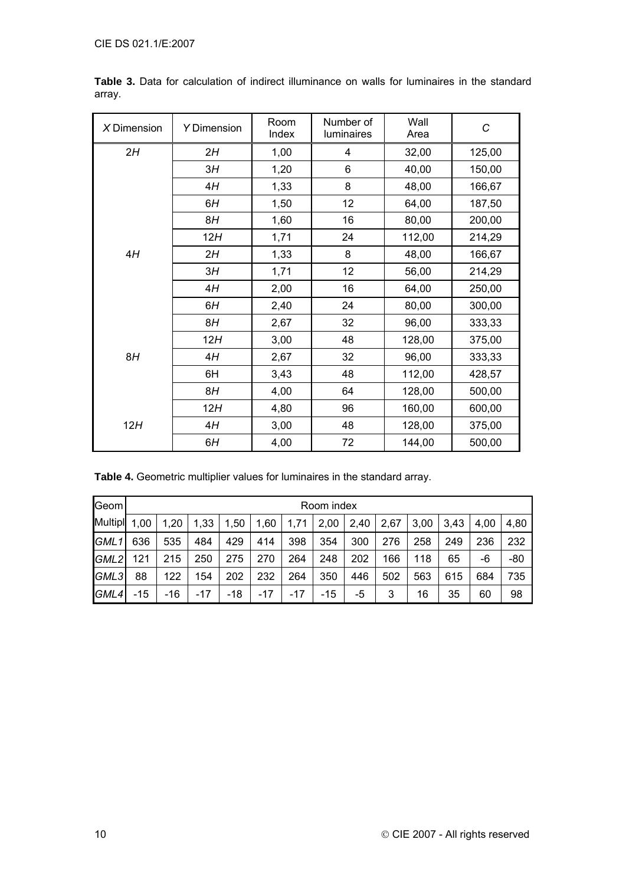**Table 3.** Data for calculation of indirect illuminance on walls for luminaires in the standard array.

| *X* Dimension | *Y* Dimension | Room Index | Number of luminaires | Wall Area | *C* |
|---|---|---|---|---|---|
| 2*H* | 2*H* | 1,00 | 4 | 32,00 | 125,00 |
| | 3*H* | 1,20 | 6 | 40,00 | 150,00 |
| | 4*H* | 1,33 | 8 | 48,00 | 166,67 |
| | 6*H* | 1,50 | 12 | 64,00 | 187,50 |
| | 8*H* | 1,60 | 16 | 80,00 | 200,00 |
| | 12*H* | 1,71 | 24 | 112,00 | 214,29 |
| 4*H* | 2*H* | 1,33 | 8 | 48,00 | 166,67 |
| | 3*H* | 1,71 | 12 | 56,00 | 214,29 |
| | 4*H* | 2,00 | 16 | 64,00 | 250,00 |
| | 6*H* | 2,40 | 24 | 80,00 | 300,00 |
| | 8*H* | 2,67 | 32 | 96,00 | 333,33 |
| | 12*H* | 3,00 | 48 | 128,00 | 375,00 |
| 8*H* | 4*H* | 2,67 | 32 | 96,00 | 333,33 |
| | 6H | 3,43 | 48 | 112,00 | 428,57 |
| | 8*H* | 4,00 | 64 | 128,00 | 500,00 |
| | 12*H* | 4,80 | 96 | 160,00 | 600,00 |
| 12*H* | 4*H* | 3,00 | 48 | 128,00 | 375,00 |
| | 6*H* | 4,00 | 72 | 144,00 | 500,00 |

**Table 4.** Geometric multiplier values for luminaires in the standard array.

| Geom | Room index | | | | | | | | | | | | |
|---|---|---|---|---|---|---|---|---|---|---|---|---|---|
| Multipl | 1,00 | 1,20 | 1,33 | 1,50 | 1,60 | 1,71 | 2,00 | 2,40 | 2,67 | 3,00 | 3,43 | 4,00 | 4,80 |
| *GML1* | 636 | 535 | 484 | 429 | 414 | 398 | 354 | 300 | 276 | 258 | 249 | 236 | 232 |
| *GML2* | 121 | 215 | 250 | 275 | 270 | 264 | 248 | 202 | 166 | 118 | 65 | -6 | -80 |
| *GML3* | 88 | 122 | 154 | 202 | 232 | 264 | 350 | 446 | 502 | 563 | 615 | 684 | 735 |
| *GML4* | -15 | -16 | -17 | -18 | -17 | -17 | -15 | -5 | 3 | 16 | 35 | 60 | 98 |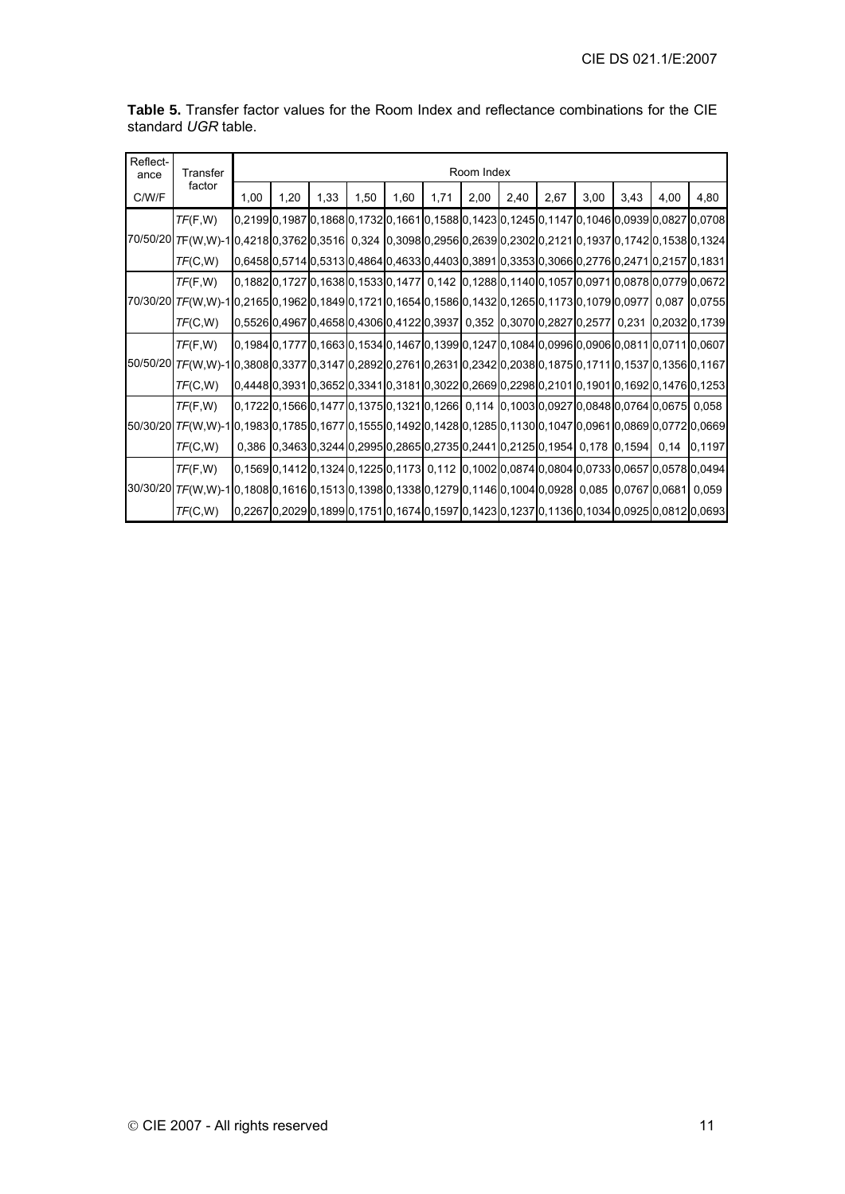**Table 5.** Transfer factor values for the Room Index and reflectance combinations for the CIE standard *UGR* table.

| Reflect-ance | Transfer factor | Room Index | | | | | | | | | | | | |
|---|---|---|---|---|---|---|---|---|---|---|---|---|---|---|
| C/W/F | | 1,00 | 1,20 | 1,33 | 1,50 | 1,60 | 1,71 | 2,00 | 2,40 | 2,67 | 3,00 | 3,43 | 4,00 | 4,80 |
| 70/50/20 | *TF*(F,W) | 0,2199 | 0,1987 | 0,1868 | 0,1732 | 0,1661 | 0,1588 | 0,1423 | 0,1245 | 0,1147 | 0,1046 | 0,0939 | 0,0827 | 0,0708 |
| | *TF*(W,W)-1 | 0,4218 | 0,3762 | 0,3516 | 0,324 | 0,3098 | 0,2956 | 0,2639 | 0,2302 | 0,2121 | 0,1937 | 0,1742 | 0,1538 | 0,1324 |
| | *TF*(C,W) | 0,6458 | 0,5714 | 0,5313 | 0,4864 | 0,4633 | 0,4403 | 0,3891 | 0,3353 | 0,3066 | 0,2776 | 0,2471 | 0,2157 | 0,1831 |
| 70/30/20 | *TF*(F,W) | 0,1882 | 0,1727 | 0,1638 | 0,1533 | 0,1477 | 0,142 | 0,1288 | 0,1140 | 0,1057 | 0,0971 | 0,0878 | 0,0779 | 0,0672 |
| | *TF*(W,W)-1 | 0,2165 | 0,1962 | 0,1849 | 0,1721 | 0,1654 | 0,1586 | 0,1432 | 0,1265 | 0,1173 | 0,1079 | 0,0977 | 0,087 | 0,0755 |
| | *TF*(C,W) | 0,5526 | 0,4967 | 0,4658 | 0,4306 | 0,4122 | 0,3937 | 0,352 | 0,3070 | 0,2827 | 0,2577 | 0,231 | 0,2032 | 0,1739 |
| 50/50/20 | *TF*(F,W) | 0,1984 | 0,1777 | 0,1663 | 0,1534 | 0,1467 | 0,1399 | 0,1247 | 0,1084 | 0,0996 | 0,0906 | 0,0811 | 0,0711 | 0,0607 |
| | *TF*(W,W)-1 | 0,3808 | 0,3377 | 0,3147 | 0,2892 | 0,2761 | 0,2631 | 0,2342 | 0,2038 | 0,1875 | 0,1711 | 0,1537 | 0,1356 | 0,1167 |
| | *TF*(C,W) | 0,4448 | 0,3931 | 0,3652 | 0,3341 | 0,3181 | 0,3022 | 0,2669 | 0,2298 | 0,2101 | 0,1901 | 0,1692 | 0,1476 | 0,1253 |
| 50/30/20 | *TF*(F,W) | 0,1722 | 0,1566 | 0,1477 | 0,1375 | 0,1321 | 0,1266 | 0,114 | 0,1003 | 0,0927 | 0,0848 | 0,0764 | 0,0675 | 0,058 |
| | *TF*(W,W)-1 | 0,1983 | 0,1785 | 0,1677 | 0,1555 | 0,1492 | 0,1428 | 0,1285 | 0,1130 | 0,1047 | 0,0961 | 0,0869 | 0,0772 | 0,0669 |
| | *TF*(C,W) | 0,386 | 0,3463 | 0,3244 | 0,2995 | 0,2865 | 0,2735 | 0,2441 | 0,2125 | 0,1954 | 0,178 | 0,1594 | 0,14 | 0,1197 |
| 30/30/20 | *TF*(F,W) | 0,1569 | 0,1412 | 0,1324 | 0,1225 | 0,1173 | 0,112 | 0,1002 | 0,0874 | 0,0804 | 0,0733 | 0,0657 | 0,0578 | 0,0494 |
| | *TF*(W,W)-1 | 0,1808 | 0,1616 | 0,1513 | 0,1398 | 0,1338 | 0,1279 | 0,1146 | 0,1004 | 0,0928 | 0,085 | 0,0767 | 0,0681 | 0,059 |
| | *TF*(C,W) | 0,2267 | 0,2029 | 0,1899 | 0,1751 | 0,1674 | 0,1597 | 0,1423 | 0,1237 | 0,1136 | 0,1034 | 0,0925 | 0,0812 | 0,0693 |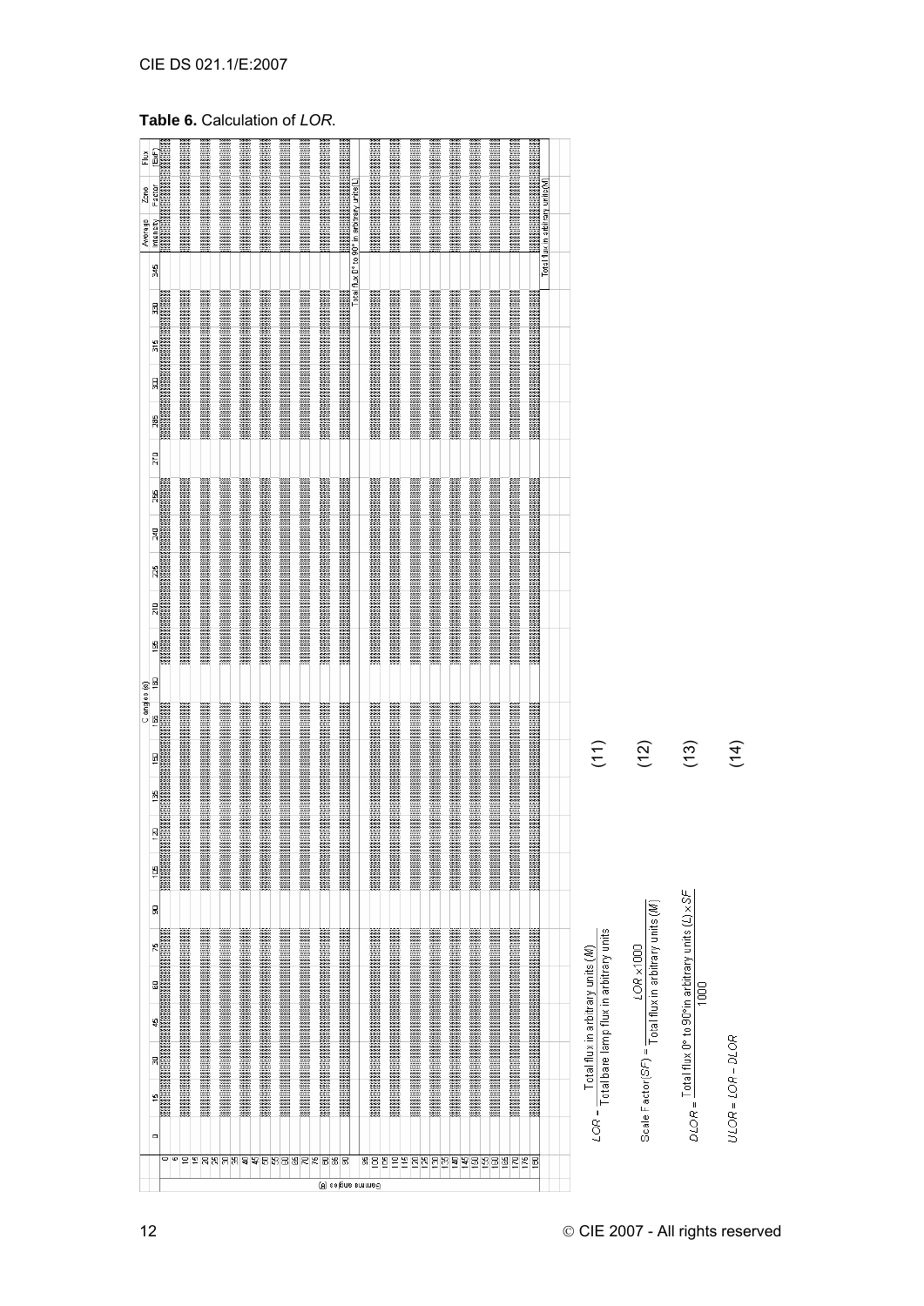**Table 6.** Calculation of *LOR*.

| Gamma angles (γ) | C angles (c) 0 | 15 | 30 | 45 | 60 | 75 | 90 | 105 | 120 | 135 | 150 | 165 | 180 | 195 | 210 | 225 | 240 | 255 | 270 | 285 | 300 | 315 | 330 | 345 | Average intensity | Zone Factor | Flux (lmF) |
|---|---|---|---|---|---|---|---|---|---|---|---|---|---|---|---|---|---|---|---|---|---|---|---|---|---|---|---|
| 0 | | | | | | | | | | | | | | | | | | | | | | | | | | | |
| 5 | | | | | | | | | | | | | | | | | | | | | | | | | | | |
| 10 | | | | | | | | | | | | | | | | | | | | | | | | | | | |
| 15 | | | | | | | | | | | | | | | | | | | | | | | | | | | |
| 20 | | | | | | | | | | | | | | | | | | | | | | | | | | | |
| 25 | | | | | | | | | | | | | | | | | | | | | | | | | | | |
| 30 | | | | | | | | | | | | | | | | | | | | | | | | | | | |
| 35 | | | | | | | | | | | | | | | | | | | | | | | | | | | |
| 40 | | | | | | | | | | | | | | | | | | | | | | | | | | | |
| 45 | | | | | | | | | | | | | | | | | | | | | | | | | | | |
| 50 | | | | | | | | | | | | | | | | | | | | | | | | | | | |
| 55 | | | | | | | | | | | | | | | | | | | | | | | | | | | |
| 60 | | | | | | | | | | | | | | | | | | | | | | | | | | | |
| 65 | | | | | | | | | | | | | | | | | | | | | | | | | | | |
| 70 | | | | | | | | | | | | | | | | | | | | | | | | | | | |
| 75 | | | | | | | | | | | | | | | | | | | | | | | | | | | |
| 80 | | | | | | | | | | | | | | | | | | | | | | | | | | | |
| 85 | | | | | | | | | | | | | | | | | | | | | | | | | | | |
| 90 | | | | | | | | | | | | | | | | | | | | | | | | | | | |
| Total flux 0° to 90° in arbitrary units (L) | | | | | | | | | | | | | | | | | | | | | | | | | | | |
| 95 | | | | | | | | | | | | | | | | | | | | | | | | | | | |
| 100 | | | | | | | | | | | | | | | | | | | | | | | | | | | |
| 105 | | | | | | | | | | | | | | | | | | | | | | | | | | | |
| 110 | | | | | | | | | | | | | | | | | | | | | | | | | | | |
| 115 | | | | | | | | | | | | | | | | | | | | | | | | | | | |
| 120 | | | | | | | | | | | | | | | | | | | | | | | | | | | |
| 125 | | | | | | | | | | | | | | | | | | | | | | | | | | | |
| 130 | | | | | | | | | | | | | | | | | | | | | | | | | | | |
| 135 | | | | | | | | | | | | | | | | | | | | | | | | | | | |
| 140 | | | | | | | | | | | | | | | | | | | | | | | | | | | |
| 145 | | | | | | | | | | | | | | | | | | | | | | | | | | | |
| 150 | | | | | | | | | | | | | | | | | | | | | | | | | | | |
| 155 | | | | | | | | | | | | | | | | | | | | | | | | | | | |
| 160 | | | | | | | | | | | | | | | | | | | | | | | | | | | |
| 165 | | | | | | | | | | | | | | | | | | | | | | | | | | | |
| 170 | | | | | | | | | | | | | | | | | | | | | | | | | | | |
| 175 | | | | | | | | | | | | | | | | | | | | | | | | | | | |
| 180 | | | | | | | | | | | | | | | | | | | | | | | | | | | |
| Total flux in arbitrary units (M) | | | | | | | | | | | | | | | | | | | | | | | | | | | |

$$LOR = \frac{\text{Total flux in arbitrary units } (M)}{\text{Total bare lamp flux in arbitrary units}} \quad (11)$$

$$\text{Scale Factor}(SF) = \frac{LOR \times 1000}{\text{Total flux in arbitrary units } (M)} \quad (12)$$

$$DLOR = \frac{\text{Total flux } 0^\circ \text{ to } 90^\circ \text{ in arbitrary units } (L) \times SF}{1000} \quad (13)$$

$$ULOR = LOR - DLOR \quad (14)$$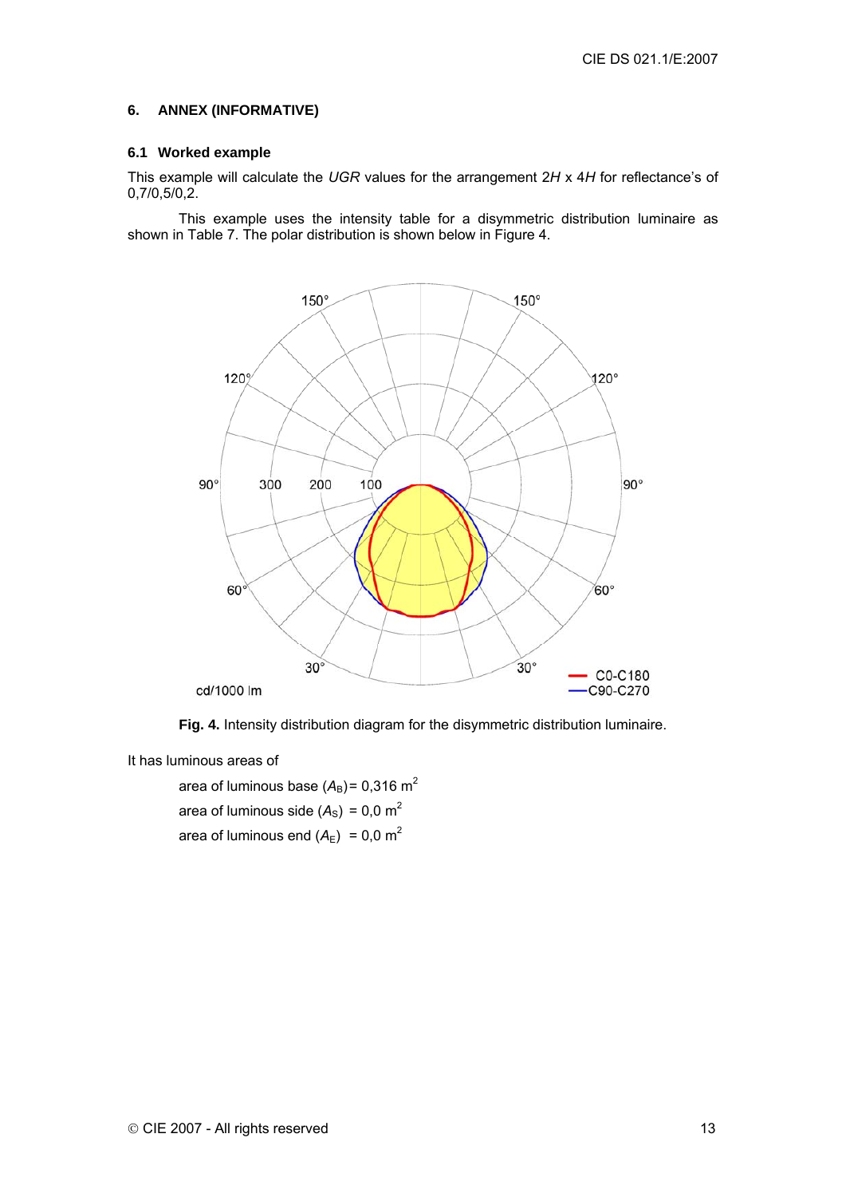## 6. ANNEX (INFORMATIVE)

### 6.1 Worked example

This example will calculate the *UGR* values for the arrangement 2*H* x 4*H* for reflectance's of 0,7/0,5/0,2.

This example uses the intensity table for a disymmetric distribution luminaire as shown in Table 7. The polar distribution is shown below in Figure 4.

**Fig. 4.** Intensity distribution diagram for the disymmetric distribution luminaire.

It has luminous areas of

area of luminous base ($A_B$) = 0,316 m$^2$

area of luminous side ($A_S$) = 0,0 m$^2$

area of luminous end ($A_E$) = 0,0 m$^2$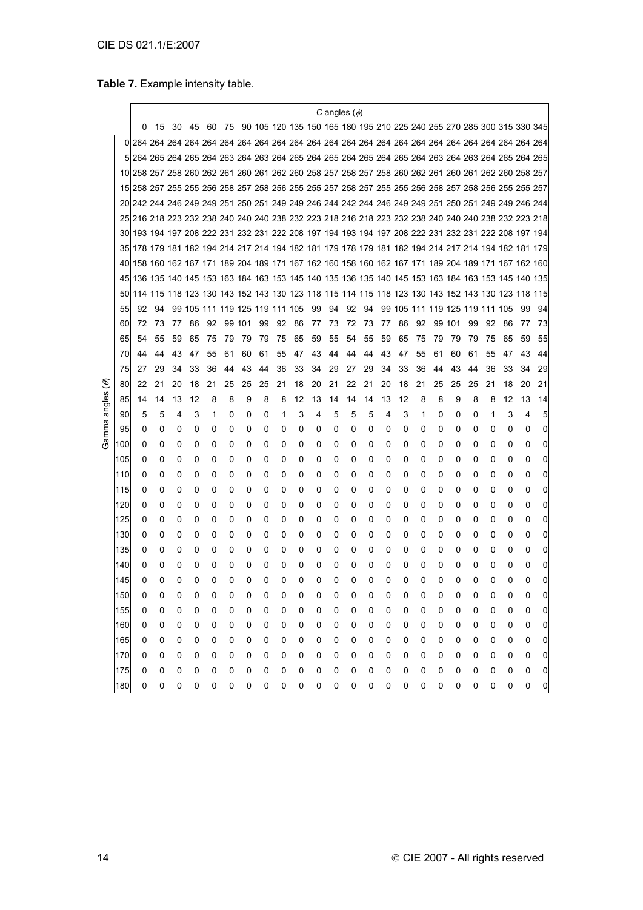**Table 7.** Example intensity table.

| | | C angles ($\phi$) | | | | | | | | | | | | | | | | | | | | | | | |
|---|---|---|---|---|---|---|---|---|---|---|---|---|---|---|---|---|---|---|---|---|---|---|---|---|---|
| | | 0 | 15 | 30 | 45 | 60 | 75 | 90 | 105 | 120 | 135 | 150 | 165 | 180 | 195 | 210 | 225 | 240 | 255 | 270 | 285 | 300 | 315 | 330 | 345 |
| Gamma angles ($\theta$) | 0 | 264 | 264 | 264 | 264 | 264 | 264 | 264 | 264 | 264 | 264 | 264 | 264 | 264 | 264 | 264 | 264 | 264 | 264 | 264 | 264 | 264 | 264 | 264 | 264 |
| | 5 | 264 | 265 | 264 | 265 | 264 | 263 | 264 | 263 | 264 | 265 | 264 | 265 | 264 | 265 | 264 | 265 | 264 | 263 | 264 | 263 | 264 | 265 | 264 | 265 |
| | 10 | 258 | 257 | 258 | 260 | 262 | 261 | 260 | 261 | 262 | 260 | 258 | 257 | 258 | 257 | 258 | 260 | 262 | 261 | 260 | 261 | 262 | 260 | 258 | 257 |
| | 15 | 258 | 257 | 255 | 255 | 256 | 258 | 257 | 258 | 256 | 255 | 255 | 257 | 258 | 257 | 255 | 255 | 256 | 258 | 257 | 258 | 256 | 255 | 255 | 257 |
| | 20 | 242 | 244 | 246 | 249 | 249 | 251 | 250 | 251 | 249 | 249 | 246 | 244 | 242 | 244 | 246 | 249 | 249 | 251 | 250 | 251 | 249 | 249 | 246 | 244 |
| | 25 | 216 | 218 | 223 | 232 | 238 | 240 | 240 | 240 | 238 | 232 | 223 | 218 | 216 | 218 | 223 | 232 | 238 | 240 | 240 | 240 | 238 | 232 | 223 | 218 |
| | 30 | 193 | 194 | 197 | 208 | 222 | 231 | 232 | 231 | 222 | 208 | 197 | 194 | 193 | 194 | 197 | 208 | 222 | 231 | 232 | 231 | 222 | 208 | 197 | 194 |
| | 35 | 178 | 179 | 181 | 182 | 194 | 214 | 217 | 214 | 194 | 182 | 181 | 179 | 178 | 179 | 181 | 182 | 194 | 214 | 217 | 214 | 194 | 182 | 181 | 179 |
| | 40 | 158 | 160 | 162 | 167 | 171 | 189 | 204 | 189 | 171 | 167 | 162 | 160 | 158 | 160 | 162 | 167 | 171 | 189 | 204 | 189 | 171 | 167 | 162 | 160 |
| | 45 | 136 | 135 | 140 | 145 | 153 | 163 | 184 | 163 | 153 | 145 | 140 | 135 | 136 | 135 | 140 | 145 | 153 | 163 | 184 | 163 | 153 | 145 | 140 | 135 |
| | 50 | 114 | 115 | 118 | 123 | 130 | 143 | 152 | 143 | 130 | 123 | 118 | 115 | 114 | 115 | 118 | 123 | 130 | 143 | 152 | 143 | 130 | 123 | 118 | 115 |
| | 55 | 92 | 94 | 99 | 105 | 111 | 119 | 125 | 119 | 111 | 105 | 99 | 94 | 92 | 94 | 99 | 105 | 111 | 119 | 125 | 119 | 111 | 105 | 99 | 94 |
| | 60 | 72 | 73 | 77 | 86 | 92 | 99 | 101 | 99 | 92 | 86 | 77 | 73 | 72 | 73 | 77 | 86 | 92 | 99 | 101 | 99 | 92 | 86 | 77 | 73 |
| | 65 | 54 | 55 | 59 | 65 | 75 | 79 | 79 | 79 | 75 | 65 | 59 | 55 | 54 | 55 | 59 | 65 | 75 | 79 | 79 | 79 | 75 | 65 | 59 | 55 |
| | 70 | 44 | 44 | 43 | 47 | 55 | 61 | 60 | 61 | 55 | 47 | 43 | 44 | 44 | 44 | 43 | 47 | 55 | 61 | 60 | 61 | 55 | 47 | 43 | 44 |
| | 75 | 27 | 29 | 34 | 33 | 36 | 44 | 43 | 44 | 36 | 33 | 34 | 29 | 27 | 29 | 34 | 33 | 36 | 44 | 43 | 44 | 36 | 33 | 34 | 29 |
| | 80 | 22 | 21 | 20 | 18 | 21 | 25 | 25 | 25 | 21 | 18 | 20 | 21 | 22 | 21 | 20 | 18 | 21 | 25 | 25 | 25 | 21 | 18 | 20 | 21 |
| | 85 | 14 | 14 | 13 | 12 | 8 | 8 | 9 | 8 | 8 | 12 | 13 | 14 | 14 | 14 | 13 | 12 | 8 | 8 | 9 | 8 | 8 | 12 | 13 | 14 |
| | 90 | 5 | 5 | 4 | 3 | 1 | 0 | 0 | 0 | 1 | 3 | 4 | 5 | 5 | 5 | 4 | 3 | 1 | 0 | 0 | 0 | 1 | 3 | 4 | 5 |
| | 95 | 0 | 0 | 0 | 0 | 0 | 0 | 0 | 0 | 0 | 0 | 0 | 0 | 0 | 0 | 0 | 0 | 0 | 0 | 0 | 0 | 0 | 0 | 0 | 0 |
| | 100 | 0 | 0 | 0 | 0 | 0 | 0 | 0 | 0 | 0 | 0 | 0 | 0 | 0 | 0 | 0 | 0 | 0 | 0 | 0 | 0 | 0 | 0 | 0 | 0 |
| | 105 | 0 | 0 | 0 | 0 | 0 | 0 | 0 | 0 | 0 | 0 | 0 | 0 | 0 | 0 | 0 | 0 | 0 | 0 | 0 | 0 | 0 | 0 | 0 | 0 |
| | 110 | 0 | 0 | 0 | 0 | 0 | 0 | 0 | 0 | 0 | 0 | 0 | 0 | 0 | 0 | 0 | 0 | 0 | 0 | 0 | 0 | 0 | 0 | 0 | 0 |
| | 115 | 0 | 0 | 0 | 0 | 0 | 0 | 0 | 0 | 0 | 0 | 0 | 0 | 0 | 0 | 0 | 0 | 0 | 0 | 0 | 0 | 0 | 0 | 0 | 0 |
| | 120 | 0 | 0 | 0 | 0 | 0 | 0 | 0 | 0 | 0 | 0 | 0 | 0 | 0 | 0 | 0 | 0 | 0 | 0 | 0 | 0 | 0 | 0 | 0 | 0 |
| | 125 | 0 | 0 | 0 | 0 | 0 | 0 | 0 | 0 | 0 | 0 | 0 | 0 | 0 | 0 | 0 | 0 | 0 | 0 | 0 | 0 | 0 | 0 | 0 | 0 |
| | 130 | 0 | 0 | 0 | 0 | 0 | 0 | 0 | 0 | 0 | 0 | 0 | 0 | 0 | 0 | 0 | 0 | 0 | 0 | 0 | 0 | 0 | 0 | 0 | 0 |
| | 135 | 0 | 0 | 0 | 0 | 0 | 0 | 0 | 0 | 0 | 0 | 0 | 0 | 0 | 0 | 0 | 0 | 0 | 0 | 0 | 0 | 0 | 0 | 0 | 0 |
| | 140 | 0 | 0 | 0 | 0 | 0 | 0 | 0 | 0 | 0 | 0 | 0 | 0 | 0 | 0 | 0 | 0 | 0 | 0 | 0 | 0 | 0 | 0 | 0 | 0 |
| | 145 | 0 | 0 | 0 | 0 | 0 | 0 | 0 | 0 | 0 | 0 | 0 | 0 | 0 | 0 | 0 | 0 | 0 | 0 | 0 | 0 | 0 | 0 | 0 | 0 |
| | 150 | 0 | 0 | 0 | 0 | 0 | 0 | 0 | 0 | 0 | 0 | 0 | 0 | 0 | 0 | 0 | 0 | 0 | 0 | 0 | 0 | 0 | 0 | 0 | 0 |
| | 155 | 0 | 0 | 0 | 0 | 0 | 0 | 0 | 0 | 0 | 0 | 0 | 0 | 0 | 0 | 0 | 0 | 0 | 0 | 0 | 0 | 0 | 0 | 0 | 0 |
| | 160 | 0 | 0 | 0 | 0 | 0 | 0 | 0 | 0 | 0 | 0 | 0 | 0 | 0 | 0 | 0 | 0 | 0 | 0 | 0 | 0 | 0 | 0 | 0 | 0 |
| | 165 | 0 | 0 | 0 | 0 | 0 | 0 | 0 | 0 | 0 | 0 | 0 | 0 | 0 | 0 | 0 | 0 | 0 | 0 | 0 | 0 | 0 | 0 | 0 | 0 |
| | 170 | 0 | 0 | 0 | 0 | 0 | 0 | 0 | 0 | 0 | 0 | 0 | 0 | 0 | 0 | 0 | 0 | 0 | 0 | 0 | 0 | 0 | 0 | 0 | 0 |
| | 175 | 0 | 0 | 0 | 0 | 0 | 0 | 0 | 0 | 0 | 0 | 0 | 0 | 0 | 0 | 0 | 0 | 0 | 0 | 0 | 0 | 0 | 0 | 0 | 0 |
| | 180 | 0 | 0 | 0 | 0 | 0 | 0 | 0 | 0 | 0 | 0 | 0 | 0 | 0 | 0 | 0 | 0 | 0 | 0 | 0 | 0 | 0 | 0 | 0 | 0 |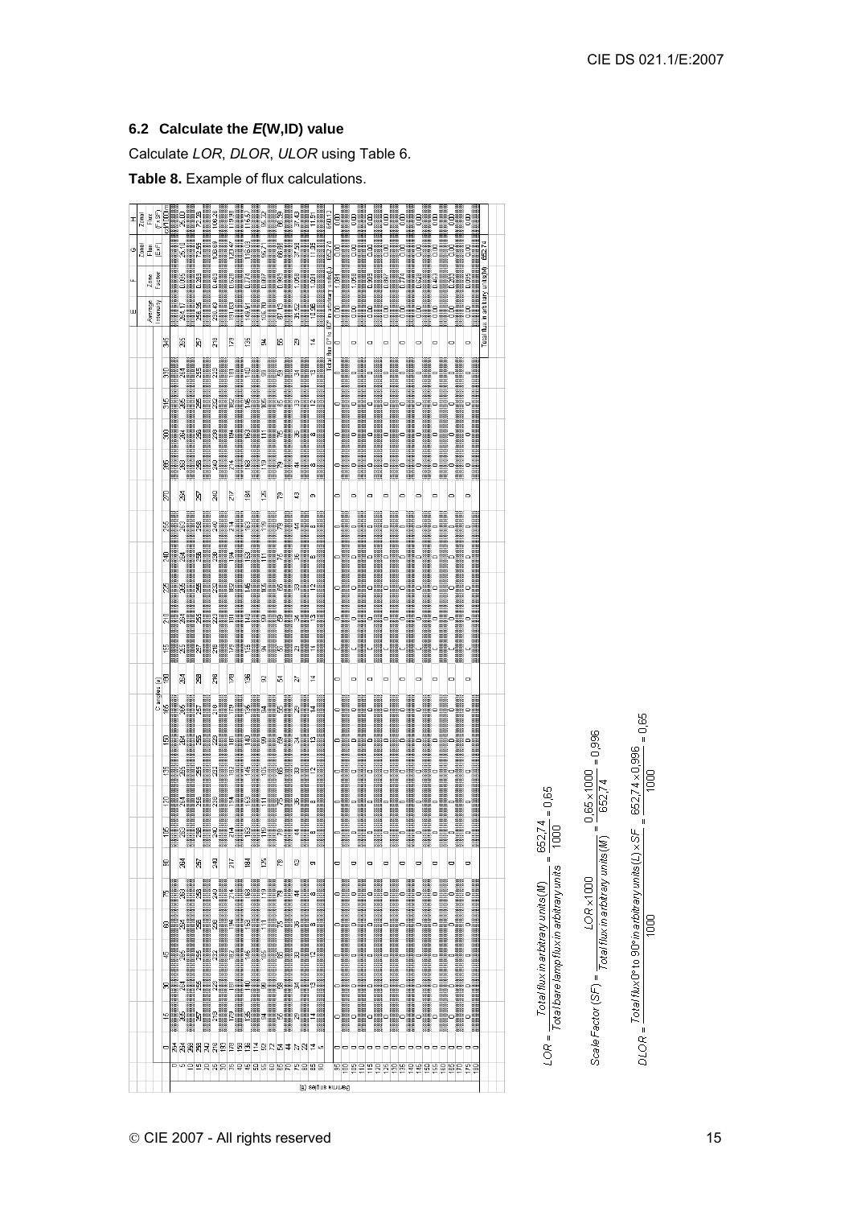## 6.2 Calculate the *E*(W,ID) value

Calculate *LOR*, *DLOR*, *ULOR* using Table 6.

**Table 8.** Example of flux calculations.

Most of the table is not legible in the source image, including the intensity values for the individual C angles. The C angles are 0, 15, 30, 45, 60, 75, 90, 105, 120, 135, 150, 165, 180, 195, 210, 225, 240, 255, 270, 285, 300, 315, 330 and 345. The gamma angles run from 0 to 180 in 5° steps. Only the summary columns are reproduced below, and these are best readings. The Average Intensity (E) values for rows 1, 3, 5, 6 and 7 are uncertain.

| Gamma zone | E Average Intensity | F Zone Factor | G Zonal Flux (ExF) | H Zonal Flux (FxSF) cd/1000 lm |
|---|---|---|---|---|
| 0–10 | 264.17 | 0.095 | 25.10 | 25.00 |
| 10–20 | 256.56 | 0.283 | 72.55 | 72.25 |
| 20–30 | 236.40 | 0.463 | 109.45 | 109.01 |
| 30–40 | 191.83 | 0.628 | 120.47 | 119.99 |
| 40–50 | 140.92 | 0.774 | 109.07 | 108.64 |
| 50–60 | 106.70 | 0.897 | 95.71 | 95.32 |
| 60–70 | 67.15 | 0.993 | 66.68 | 66.41 |
| 70–80 | 35.52 | 1.058 | 37.58 | 37.43 |
| 80–90 | 14.56 | 1.091 | 15.88 | 15.82 |
| Total flux 0°–90° in arbitrary units (L) | | | 652.74 | 650.13 |
| 90–100 | 0.00 | 1.091 | 0.00 | 0.00 |
| 100–110 | 0.00 | 1.058 | 0.00 | 0.00 |
| 110–120 | 0.00 | 0.993 | 0.00 | 0.00 |
| 120–130 | 0.00 | 0.897 | 0.00 | 0.00 |
| 130–140 | 0.00 | 0.774 | 0.00 | 0.00 |
| 140–150 | 0.00 | 0.628 | 0.00 | 0.00 |
| 150–160 | 0.00 | 0.463 | 0.00 | 0.00 |
| 160–170 | 0.00 | 0.283 | 0.00 | 0.00 |
| 170–180 | 0.00 | 0.095 | 0.00 | 0.00 |
| Total flux in arbitrary units (M) | | | 652.74 | |

$$LOR = \frac{Total\ flux\ in\ arbitrary\ units(M)}{Total\ bare\ lamp\ flux\ in\ arbitrary\ units} = \frac{652{,}74}{1000} = 0{,}65$$

$$Scale\ Factor\ (SF) = \frac{LOR \times 1000}{Total\ flux\ in\ arbitrary\ units(M)} = \frac{0{,}65 \times 1000}{652{,}74} = 0{,}996$$

$$DLOR = \frac{Total\ flux\ 0° \ to\ 90° \ in\ arbitrary\ units(L) \times SF}{1000} = \frac{652{,}74 \times 0{,}996}{1000} = 0{,}65$$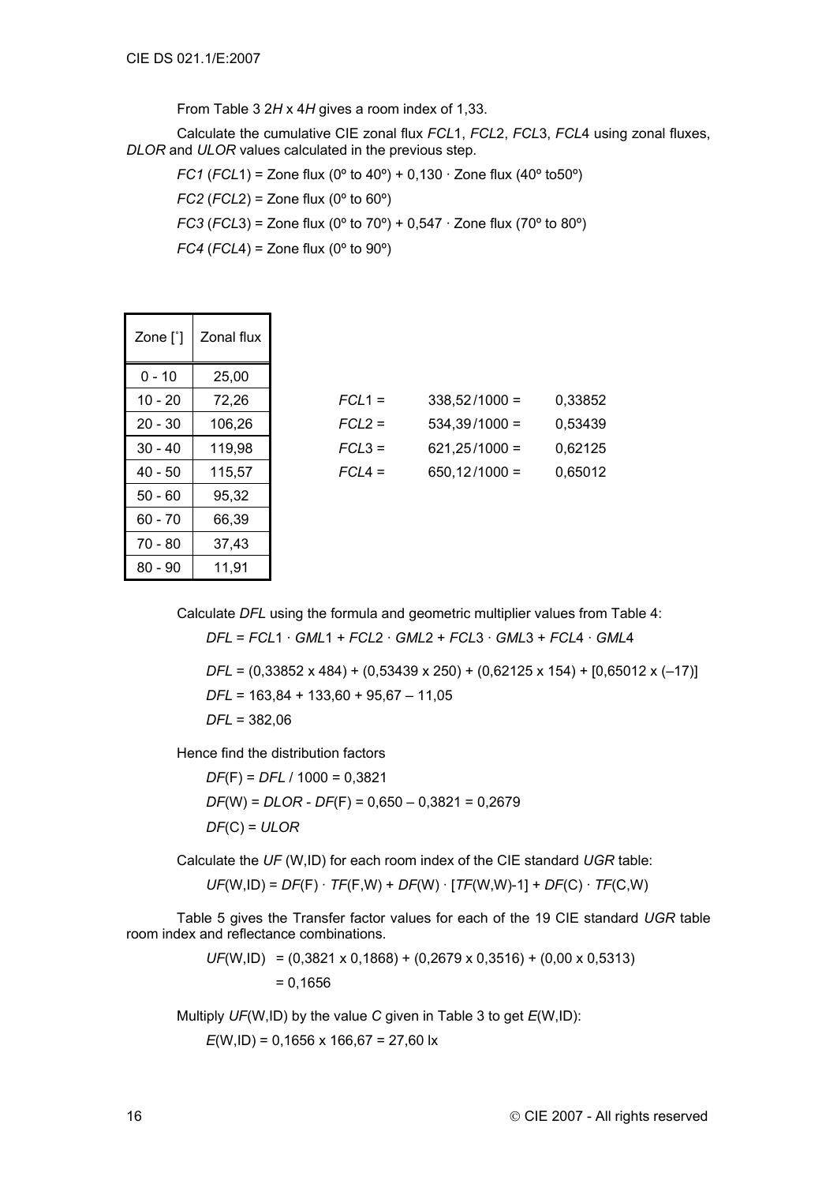From Table 3 $2H$ x $4H$ gives a room index of 1,33.

Calculate the cumulative CIE zonal flux *FCL*1, *FCL*2, *FCL*3, *FCL*4 using zonal fluxes, *DLOR* and *ULOR* values calculated in the previous step.

*FC1* (*FCL*1) = Zone flux (0º to 40º) + 0,130 · Zone flux (40º to50º)

*FC2* (*FCL*2) = Zone flux (0º to 60º)

*FC3* (*FCL*3) = Zone flux (0º to 70º) + 0,547 · Zone flux (70º to 80º)

*FC4* (*FCL*4) = Zone flux (0º to 90º)

| Zone [˚] | Zonal flux |
|---|---|
| 0 - 10 | 25,00 |
| 10 - 20 | 72,26 |
| 20 - 30 | 106,26 |
| 30 - 40 | 119,98 |
| 40 - 50 | 115,57 |
| 50 - 60 | 95,32 |
| 60 - 70 | 66,39 |
| 70 - 80 | 37,43 |
| 80 - 90 | 11,91 |

*FCL*1 = 338,52/1000 = 0,33852

*FCL*2 = 534,39/1000 = 0,53439

*FCL*3 = 621,25/1000 = 0,62125

*FCL*4 = 650,12/1000 = 0,65012

Calculate *DFL* using the formula and geometric multiplier values from Table 4:

$DFL = FCL1 \cdot GML1 + FCL2 \cdot GML2 + FCL3 \cdot GML3 + FCL4 \cdot GML4$

$DFL$ = (0,33852 x 484) + (0,53439 x 250) + (0,62125 x 154) + [0,65012 x (–17)]

$DFL$ = 163,84 + 133,60 + 95,67 – 11,05

$DFL$ = 382,06

Hence find the distribution factors

$DF(F) = DFL / 1000$ = 0,3821

$DF(W) = DLOR - DF(F)$ = 0,650 – 0,3821 = 0,2679

$DF(C) = ULOR$

Calculate the *UF* (W,ID) for each room index of the CIE standard *UGR* table:

$UF(W,ID) = DF(F) \cdot TF(F,W) + DF(W) \cdot [TF(W,W)-1] + DF(C) \cdot TF(C,W)$

Table 5 gives the Transfer factor values for each of the 19 CIE standard *UGR* table room index and reflectance combinations.

$UF(W,ID)$ = (0,3821 x 0,1868) + (0,2679 x 0,3516) + (0,00 x 0,5313)

= 0,1656

Multiply $UF(W,ID)$ by the value $C$ given in Table 3 to get $E(W,ID)$:

$E(W,ID)$ = 0,1656 x 166,67 = 27,60 lx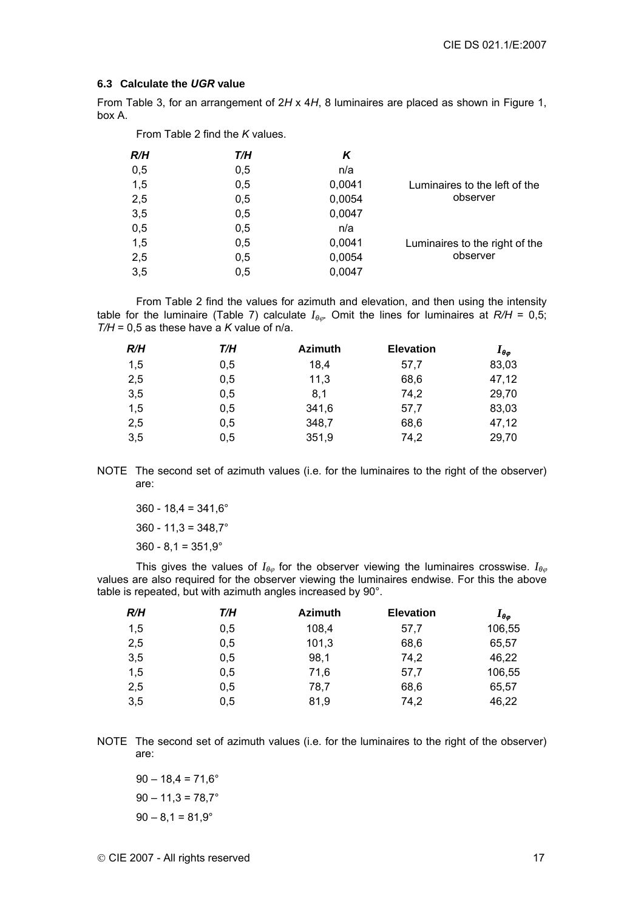### 6.3 Calculate the *UGR* value

From Table 3, for an arrangement of 2*H* x 4*H*, 8 luminaires are placed as shown in Figure 1, box A.

From Table 2 find the *K* values.

| *R/H* | *T/H* | *K* | |
|---|---|---|---|
| 0,5 | 0,5 | n/a | Luminaires to the left of the observer |
| 1,5 | 0,5 | 0,0041 | |
| 2,5 | 0,5 | 0,0054 | |
| 3,5 | 0,5 | 0,0047 | |
| 0,5 | 0,5 | n/a | Luminaires to the right of the observer |
| 1,5 | 0,5 | 0,0041 | |
| 2,5 | 0,5 | 0,0054 | |
| 3,5 | 0,5 | 0,0047 | |

From Table 2 find the values for azimuth and elevation, and then using the intensity table for the luminaire (Table 7) calculate $I_{\theta\varphi}$. Omit the lines for luminaires at *R/H* = 0,5; *T/H* = 0,5 as these have a *K* value of n/a.

| *R/H* | *T/H* | Azimuth | Elevation | $I_{\theta\varphi}$ |
|---|---|---|---|---|
| 1,5 | 0,5 | 18,4 | 57,7 | 83,03 |
| 2,5 | 0,5 | 11,3 | 68,6 | 47,12 |
| 3,5 | 0,5 | 8,1 | 74,2 | 29,70 |
| 1,5 | 0,5 | 341,6 | 57,7 | 83,03 |
| 2,5 | 0,5 | 348,7 | 68,6 | 47,12 |
| 3,5 | 0,5 | 351,9 | 74,2 | 29,70 |

NOTE The second set of azimuth values (i.e. for the luminaires to the right of the observer) are:

360 - 18,4 = 341,6°

360 - 11,3 = 348,7°

360 - 8,1 = 351,9°

This gives the values of $I_{\theta\varphi}$ for the observer viewing the luminaires crosswise. $I_{\theta\varphi}$ values are also required for the observer viewing the luminaires endwise. For this the above table is repeated, but with azimuth angles increased by 90°.

| *R/H* | *T/H* | Azimuth | Elevation | $I_{\theta\varphi}$ |
|---|---|---|---|---|
| 1,5 | 0,5 | 108,4 | 57,7 | 106,55 |
| 2,5 | 0,5 | 101,3 | 68,6 | 65,57 |
| 3,5 | 0,5 | 98,1 | 74,2 | 46,22 |
| 1,5 | 0,5 | 71,6 | 57,7 | 106,55 |
| 2,5 | 0,5 | 78,7 | 68,6 | 65,57 |
| 3,5 | 0,5 | 81,9 | 74,2 | 46,22 |

NOTE The second set of azimuth values (i.e. for the luminaires to the right of the observer) are:

90 – 18,4 = 71,6°

90 – 11,3 = 78,7°

90 – 8,1 = 81,9°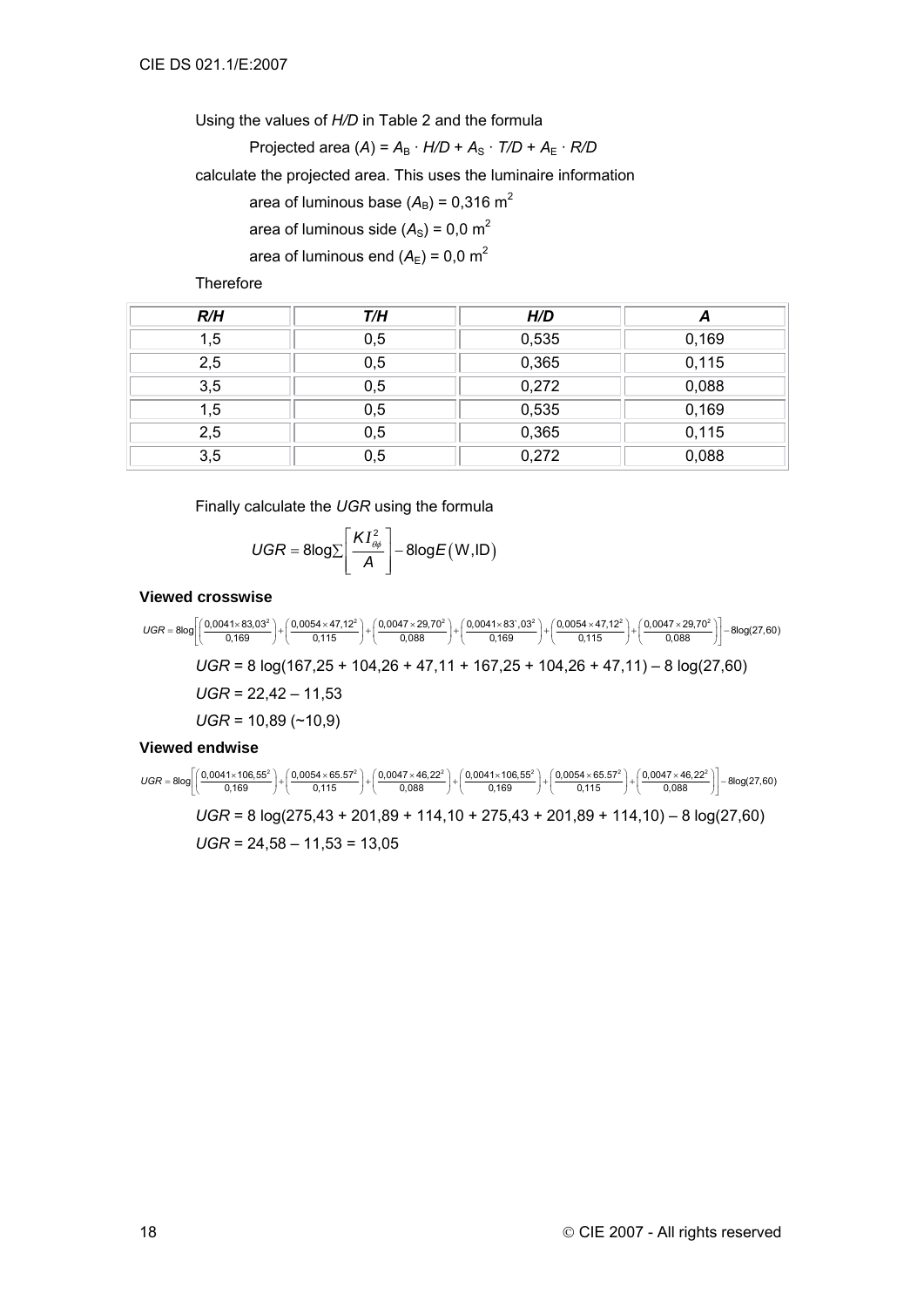Using the values of *H/D* in Table 2 and the formula

Projected area ($A$) = $A_B \cdot H/D + A_S \cdot T/D + A_E \cdot R/D$

calculate the projected area. This uses the luminaire information

area of luminous base ($A_B$) = 0,316 m$^2$

area of luminous side ($A_S$) = 0,0 m$^2$

area of luminous end ($A_E$) = 0,0 m$^2$

Therefore

| *R/H* | *T/H* | *H/D* | *A* |
|---|---|---|---|
| 1,5 | 0,5 | 0,535 | 0,169 |
| 2,5 | 0,5 | 0,365 | 0,115 |
| 3,5 | 0,5 | 0,272 | 0,088 |
| 1,5 | 0,5 | 0,535 | 0,169 |
| 2,5 | 0,5 | 0,365 | 0,115 |
| 3,5 | 0,5 | 0,272 | 0,088 |

Finally calculate the *UGR* using the formula

$$UGR = 8\log\sum\left[\frac{KI_{\theta\phi}^2}{A}\right] - 8\log E(\mathrm{W,ID})$$

**Viewed crosswise**

$$UGR = 8\log\left[\left(\frac{0{,}0041\times 83{,}03^2}{0{,}169}\right)+\left(\frac{0{,}0054\times 47{,}12^2}{0{,}115}\right)+\left(\frac{0{,}0047\times 29{,}70^2}{0{,}088}\right)+\left(\frac{0{,}0041\times 83`{,}03^2}{0{,}169}\right)+\left(\frac{0{,}0054\times 47{,}12^2}{0{,}115}\right)+\left(\frac{0{,}0047\times 29{,}70^2}{0{,}088}\right)\right]-8\log(27{,}60)$$

*UGR* = 8 log(167,25 + 104,26 + 47,11 + 167,25 + 104,26 + 47,11) – 8 log(27,60)

*UGR* = 22,42 – 11,53

*UGR* = 10,89 (~10,9)

**Viewed endwise**

$$UGR = 8\log\left[\left(\frac{0{,}0041\times 106{,}55^2}{0{,}169}\right)+\left(\frac{0{,}0054\times 65.57^2}{0{,}115}\right)+\left(\frac{0{,}0047\times 46{,}22^2}{0{,}088}\right)+\left(\frac{0{,}0041\times 106{,}55^2}{0{,}169}\right)+\left(\frac{0{,}0054\times 65.57^2}{0{,}115}\right)+\left(\frac{0{,}0047\times 46{,}22^2}{0{,}088}\right)\right]-8\log(27{,}60)$$

*UGR* = 8 log(275,43 + 201,89 + 114,10 + 275,43 + 201,89 + 114,10) – 8 log(27,60)

*UGR* = 24,58 – 11,53 = 13,05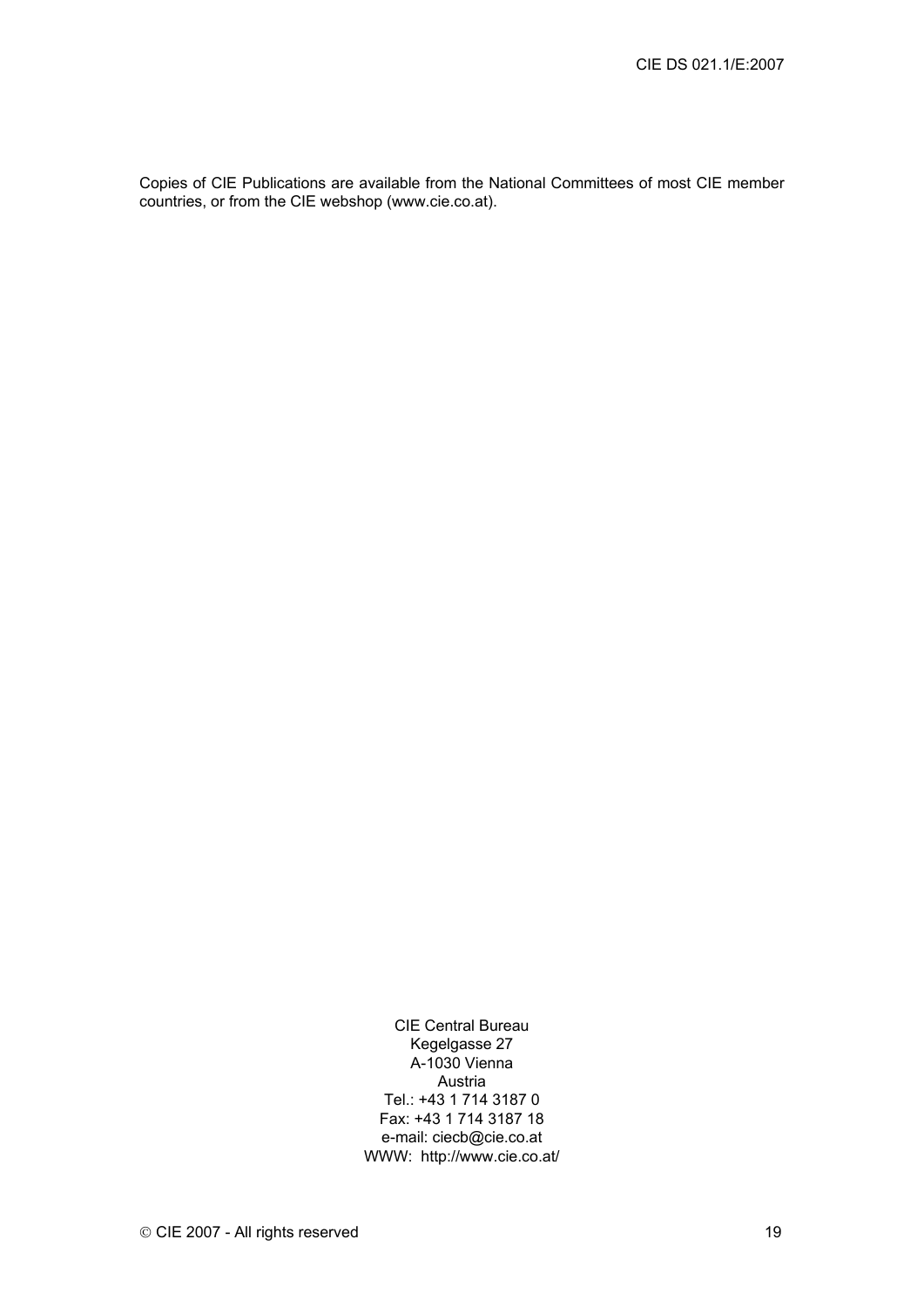Copies of CIE Publications are available from the National Committees of most CIE member countries, or from the CIE webshop (www.cie.co.at).

CIE Central Bureau  
Kegelgasse 27  
A-1030 Vienna  
Austria  
Tel.: +43 1 714 3187 0  
Fax: +43 1 714 3187 18  
e-mail: ciecb@cie.co.at  
WWW: http://www.cie.co.at/